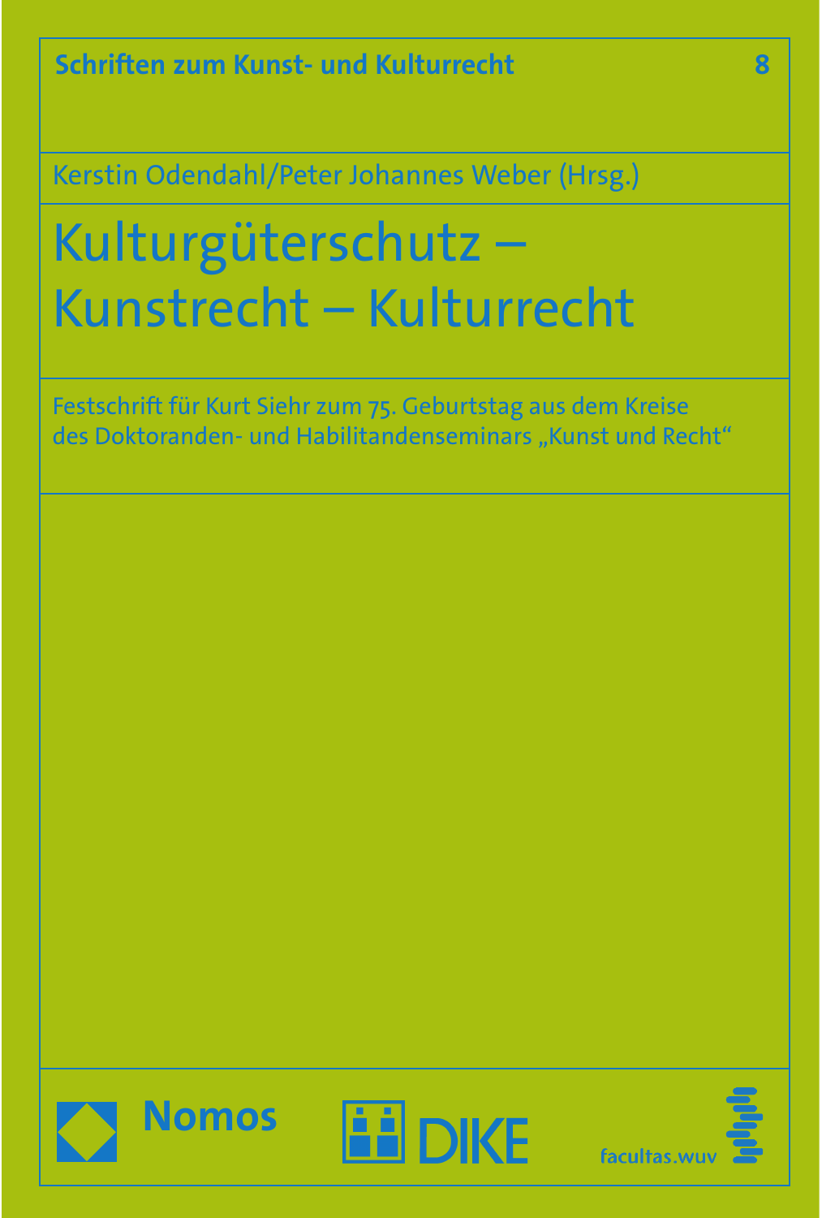Schriften zum Kunst- und Kulturrecht 8

Kerstin Odendahl/Peter Johannes Weber (Hrsg.)

# Kulturgüterschutz – Kunstrecht – Kulturrecht

Festschrift für Kurt Siehr zum 75. Geburtstag aus dem Kreise des Doktoranden- und Habilitandenseminars „Kunst und Recht“

Nomos

DIKE

facultas.wuv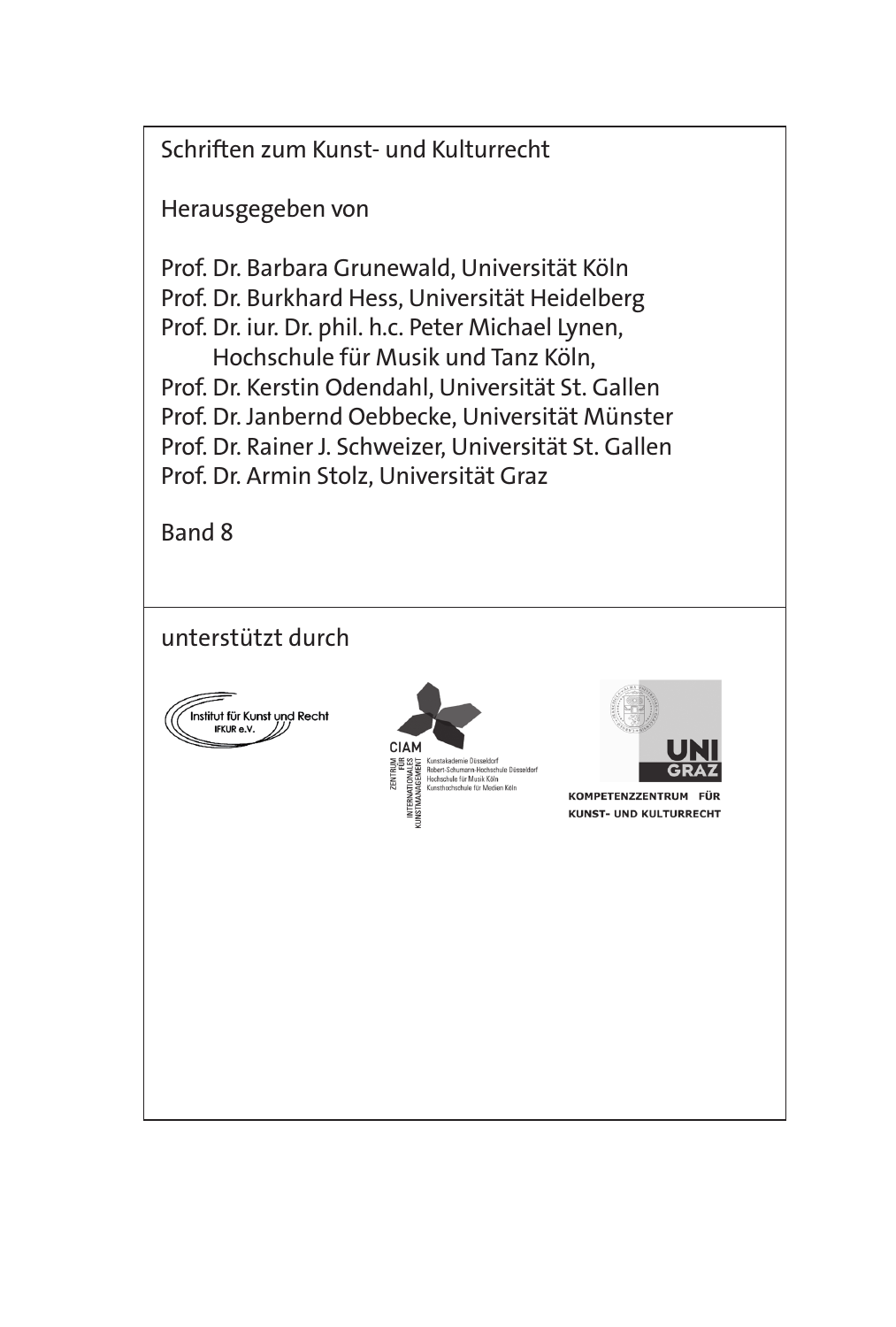Schriften zum Kunst- und Kulturrecht

Herausgegeben von

Prof. Dr. Barbara Grunewald, Universität Köln  
Prof. Dr. Burkhard Hess, Universität Heidelberg  
Prof. Dr. iur. Dr. phil. h.c. Peter Michael Lynen,  
Hochschule für Musik und Tanz Köln,  
Prof. Dr. Kerstin Odendahl, Universität St. Gallen  
Prof. Dr. Janbernd Oebbecke, Universität Münster  
Prof. Dr. Rainer J. Schweizer, Universität St. Gallen  
Prof. Dr. Armin Stolz, Universität Graz

Band 8

unterstützt durch

Institut für Kunst und Recht IFKUR e.V.

CIAM Zentrum für Internationales Kunstmanagement  
Kunstakademie Düsseldorf  
Robert-Schumann-Hochschule Düsseldorf  
Hochschule für Musik Köln  
Kunsthochschule für Medien Köln

UNI GRAZ  
KOMPETENZZENTRUM FÜR KUNST- UND KULTURRECHT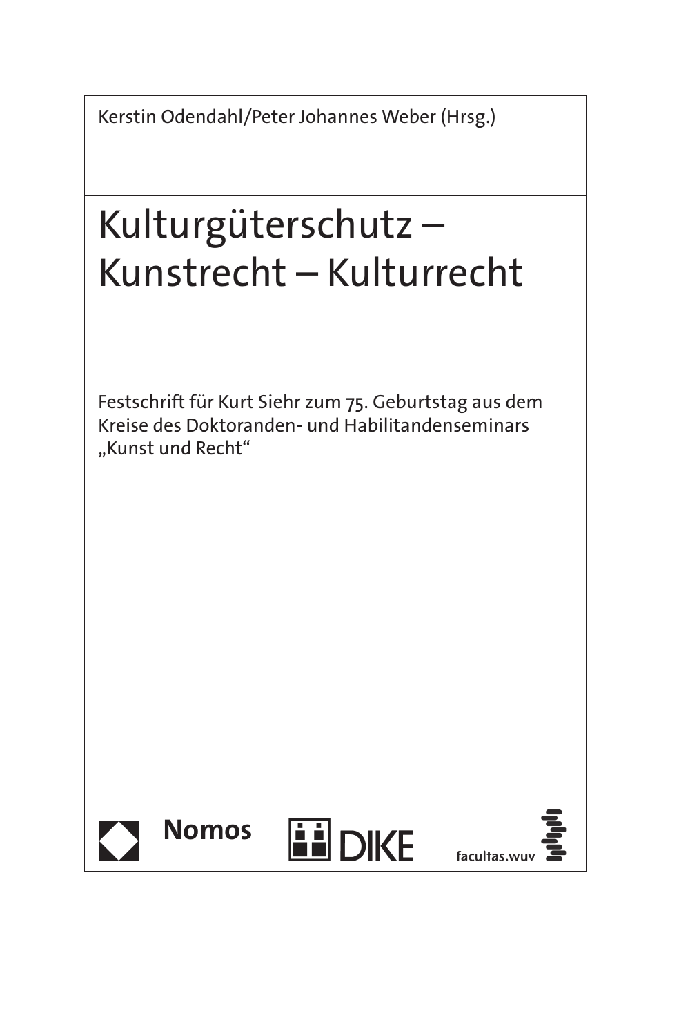Kerstin Odendahl/Peter Johannes Weber (Hrsg.)

# Kulturgüterschutz – Kunstrecht – Kulturrecht

Festschrift für Kurt Siehr zum 75. Geburtstag aus dem Kreise des Doktoranden- und Habilitandenseminars „Kunst und Recht“

Nomos DIKE facultas.wuv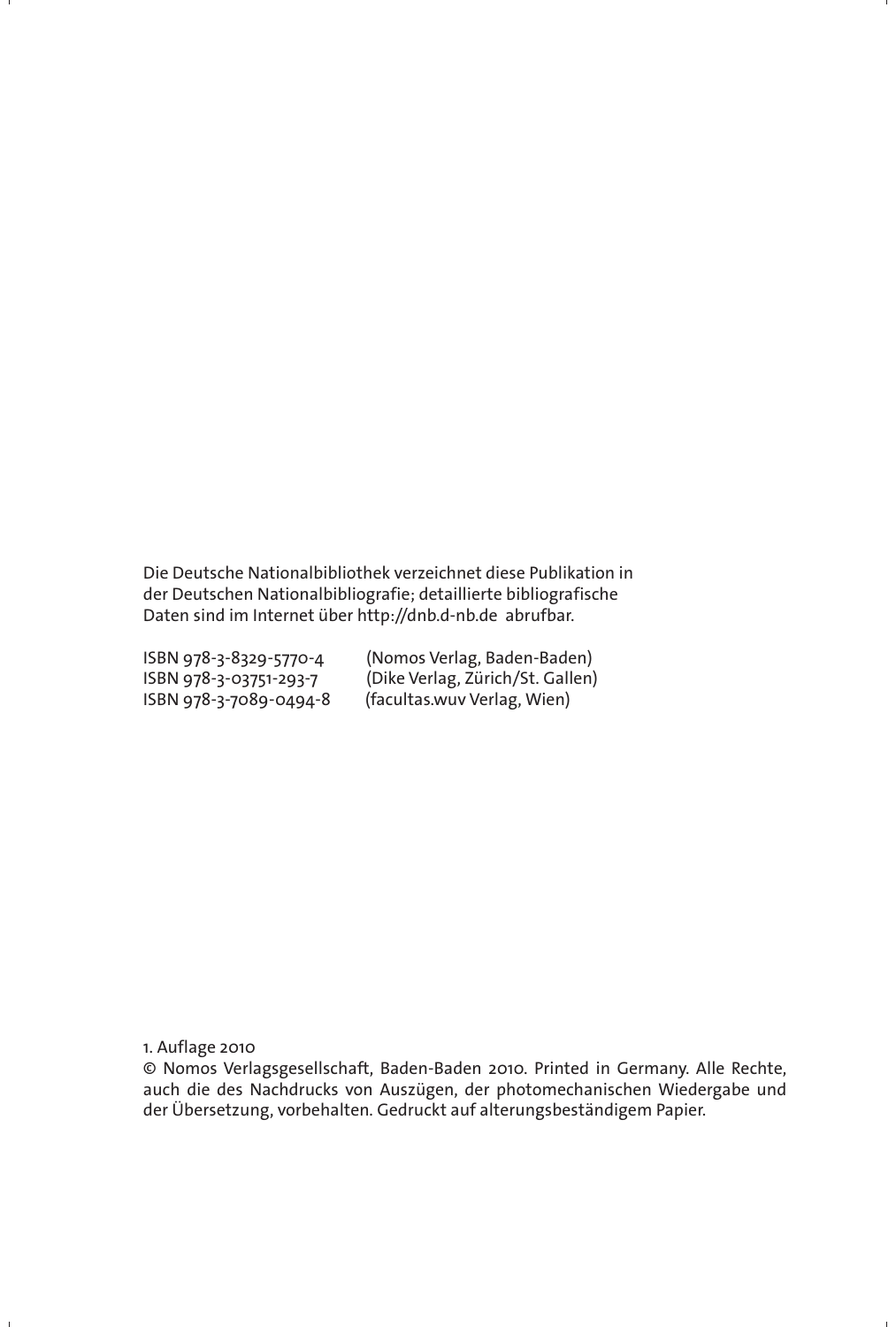Die Deutsche Nationalbibliothek verzeichnet diese Publikation in der Deutschen Nationalbibliografie; detaillierte bibliografische Daten sind im Internet über http://dnb.d-nb.de abrufbar.

ISBN 978-3-8329-5770-4 (Nomos Verlag, Baden-Baden)
ISBN 978-3-03751-293-7 (Dike Verlag, Zürich/St. Gallen)
ISBN 978-3-7089-0494-8 (facultas.wuv Verlag, Wien)

1. Auflage 2010
© Nomos Verlagsgesellschaft, Baden-Baden 2010. Printed in Germany. Alle Rechte, auch die des Nachdrucks von Auszügen, der photomechanischen Wiedergabe und der Übersetzung, vorbehalten. Gedruckt auf alterungsbeständigem Papier.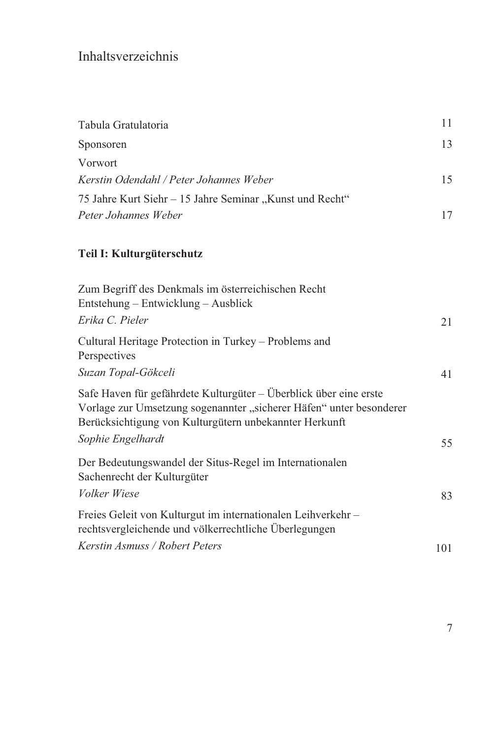# Inhaltsverzeichnis

Tabula Gratulatoria 11

Sponsoren 13

Vorwort
*Kerstin Odendahl / Peter Johannes Weber* 15

75 Jahre Kurt Siehr – 15 Jahre Seminar „Kunst und Recht“
*Peter Johannes Weber* 17

**Teil I: Kulturgüterschutz**

Zum Begriff des Denkmals im österreichischen Recht
Entstehung – Entwicklung – Ausblick
*Erika C. Pieler* 21

Cultural Heritage Protection in Turkey – Problems and Perspectives
*Suzan Topal-Gökceli* 41

Safe Haven für gefährdete Kulturgüter – Überblick über eine erste Vorlage zur Umsetzung sogenannter „sicherer Häfen“ unter besonderer Berücksichtigung von Kulturgütern unbekannter Herkunft
*Sophie Engelhardt* 55

Der Bedeutungswandel der Situs-Regel im Internationalen Sachenrecht der Kulturgüter
*Volker Wiese* 83

Freies Geleit von Kulturgut im internationalen Leihverkehr – rechtsvergleichende und völkerrechtliche Überlegungen
*Kerstin Asmuss / Robert Peters* 101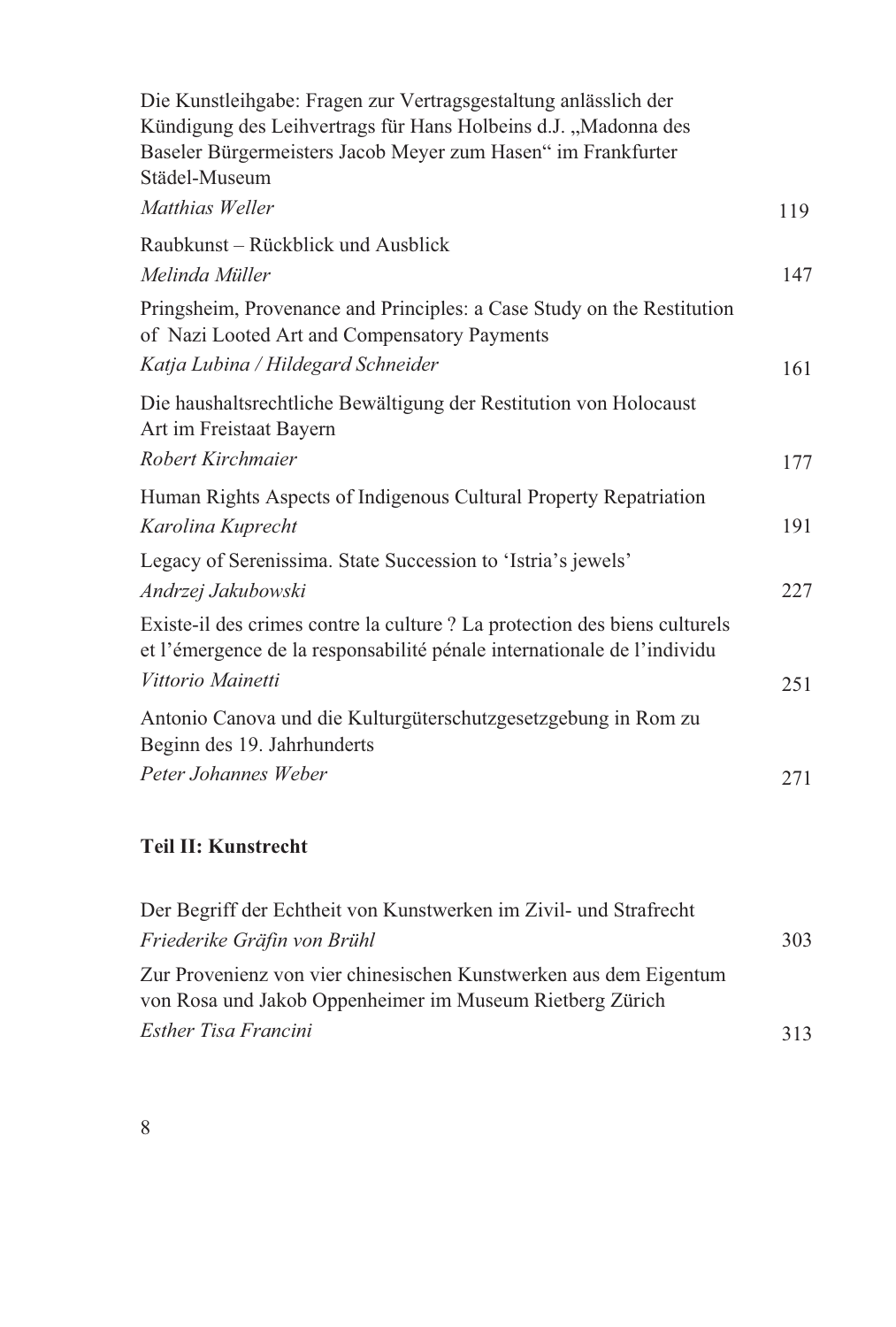Die Kunstleihgabe: Fragen zur Vertragsgestaltung anlässlich der Kündigung des Leihvertrags für Hans Holbeins d.J. „Madonna des Baseler Bürgermeisters Jacob Meyer zum Hasen" im Frankfurter Städel-Museum
*Matthias Weller* 119

Raubkunst – Rückblick und Ausblick
*Melinda Müller* 147

Pringsheim, Provenance and Principles: a Case Study on the Restitution of Nazi Looted Art and Compensatory Payments
*Katja Lubina / Hildegard Schneider* 161

Die haushaltsrechtliche Bewältigung der Restitution von Holocaust Art im Freistaat Bayern
*Robert Kirchmaier* 177

Human Rights Aspects of Indigenous Cultural Property Repatriation
*Karolina Kuprecht* 191

Legacy of Serenissima. State Succession to 'Istria's jewels'
*Andrzej Jakubowski* 227

Existe-il des crimes contre la culture ? La protection des biens culturels et l'émergence de la responsabilité pénale internationale de l'individu
*Vittorio Mainetti* 251

Antonio Canova und die Kulturgüterschutzgesetzgebung in Rom zu Beginn des 19. Jahrhunderts
*Peter Johannes Weber* 271

**Teil II: Kunstrecht**

Der Begriff der Echtheit von Kunstwerken im Zivil- und Strafrecht
*Friederike Gräfin von Brühl* 303

Zur Provenienz von vier chinesischen Kunstwerken aus dem Eigentum von Rosa und Jakob Oppenheimer im Museum Rietberg Zürich
*Esther Tisa Francini* 313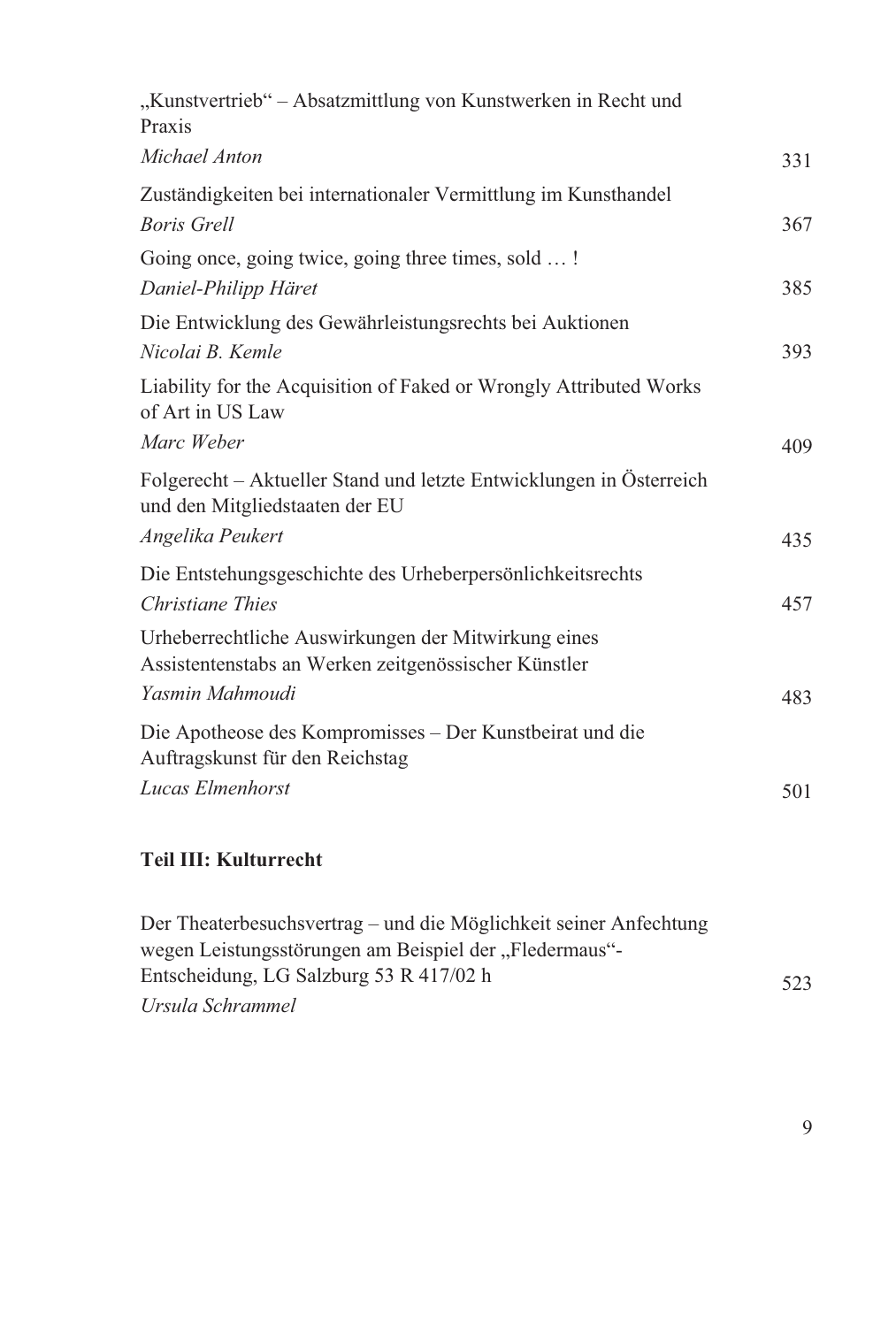„Kunstvertrieb" – Absatzmittlung von Kunstwerken in Recht und Praxis
*Michael Anton* 331

Zuständigkeiten bei internationaler Vermittlung im Kunsthandel
*Boris Grell* 367

Going once, going twice, going three times, sold … !
*Daniel-Philipp Häret* 385

Die Entwicklung des Gewährleistungsrechts bei Auktionen
*Nicolai B. Kemle* 393

Liability for the Acquisition of Faked or Wrongly Attributed Works of Art in US Law
*Marc Weber* 409

Folgerecht – Aktueller Stand und letzte Entwicklungen in Österreich und den Mitgliedstaaten der EU
*Angelika Peukert* 435

Die Entstehungsgeschichte des Urheberpersönlichkeitsrechts
*Christiane Thies* 457

Urheberrechtliche Auswirkungen der Mitwirkung eines Assistentenstabs an Werken zeitgenössischer Künstler
*Yasmin Mahmoudi* 483

Die Apotheose des Kompromisses – Der Kunstbeirat und die Auftragskunst für den Reichstag
*Lucas Elmenhorst* 501

**Teil III: Kulturrecht**

Der Theaterbesuchsvertrag – und die Möglichkeit seiner Anfechtung wegen Leistungsstörungen am Beispiel der „Fledermaus"-Entscheidung, LG Salzburg 53 R 417/02 h 523
*Ursula Schrammel*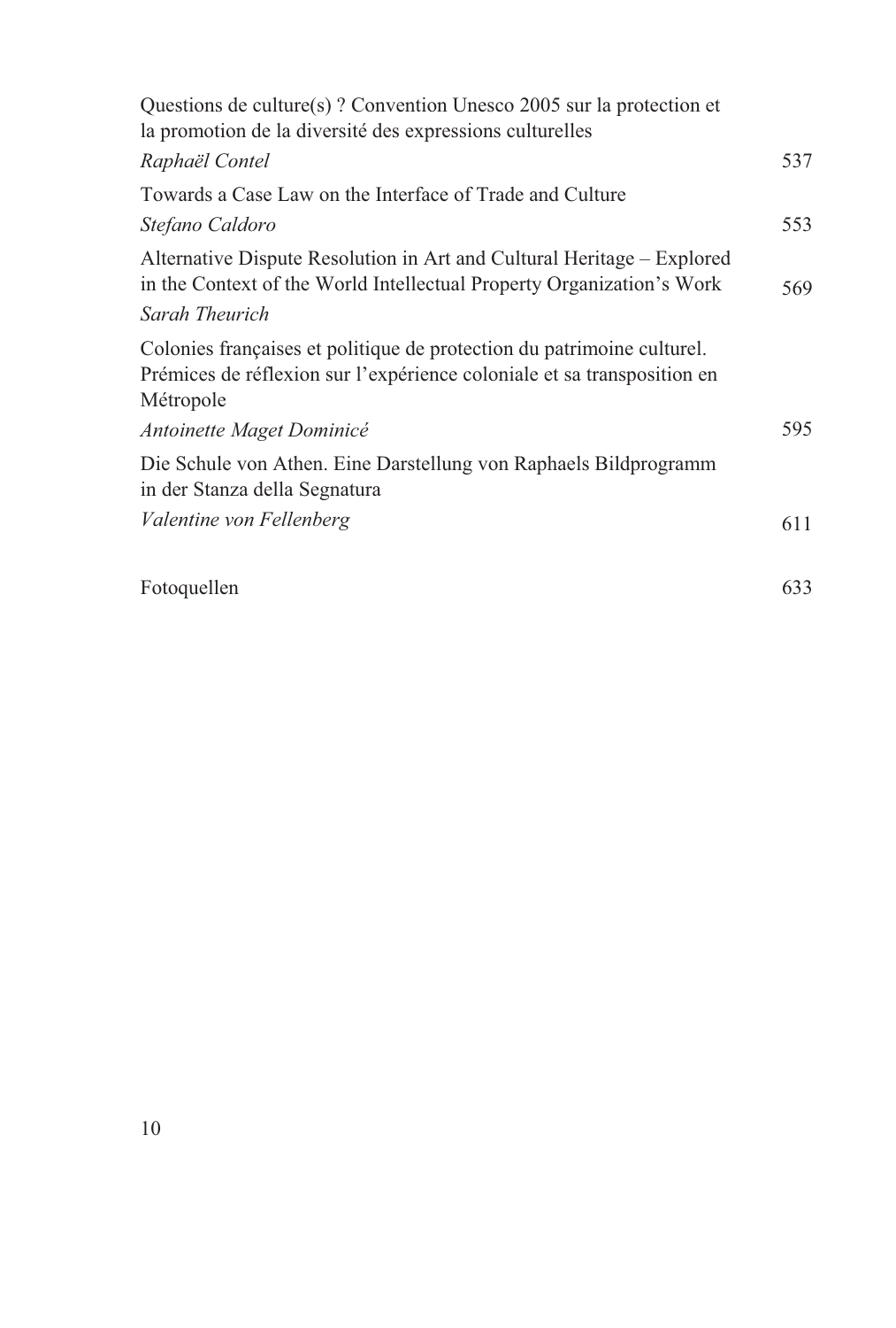Questions de culture(s) ? Convention Unesco 2005 sur la protection et la promotion de la diversité des expressions culturelles
*Raphaël Contel* 537

Towards a Case Law on the Interface of Trade and Culture
*Stefano Caldoro* 553

Alternative Dispute Resolution in Art and Cultural Heritage – Explored in the Context of the World Intellectual Property Organization's Work 569
*Sarah Theurich*

Colonies françaises et politique de protection du patrimoine culturel. Prémices de réflexion sur l'expérience coloniale et sa transposition en Métropole
*Antoinette Maget Dominicé* 595

Die Schule von Athen. Eine Darstellung von Raphaels Bildprogramm in der Stanza della Segnatura
*Valentine von Fellenberg* 611

Fotoquellen 633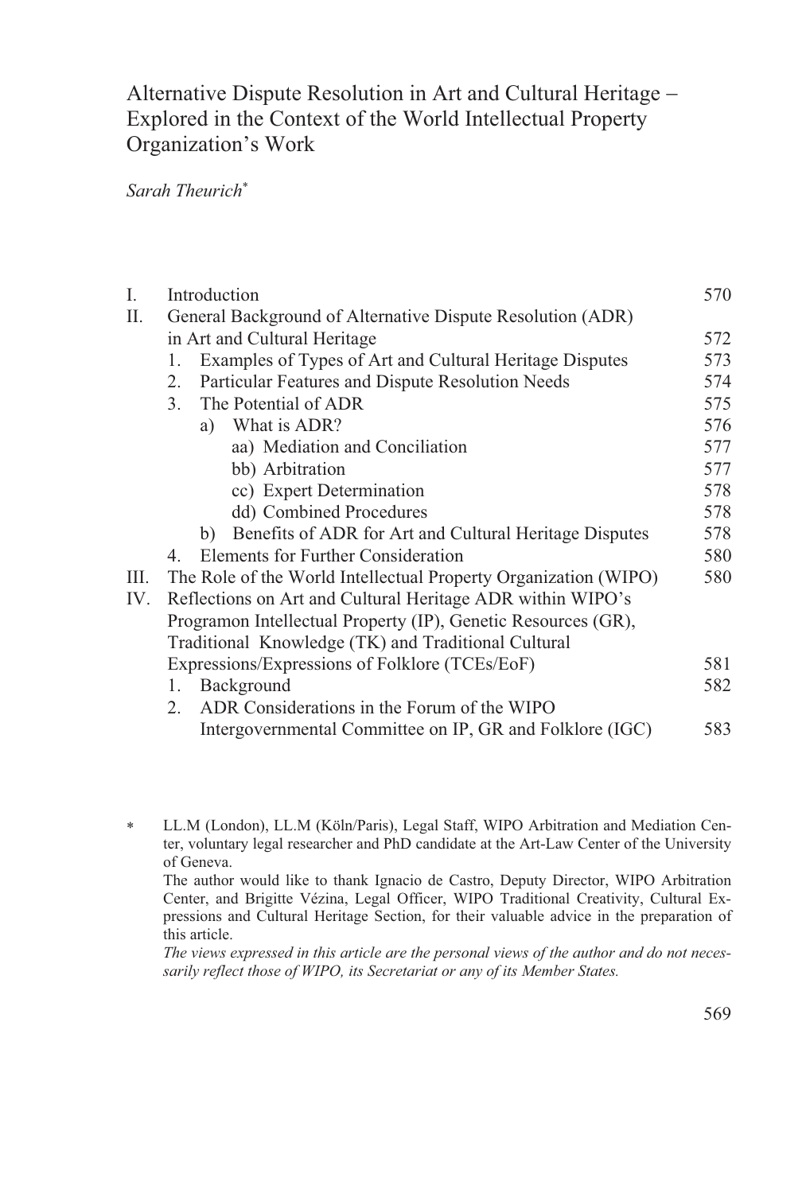# Alternative Dispute Resolution in Art and Cultural Heritage – Explored in the Context of the World Intellectual Property Organization's Work

*Sarah Theurich*[*]

| | | |
|---|---|---|
| I. | Introduction | 570 |
| II. | General Background of Alternative Dispute Resolution (ADR) in Art and Cultural Heritage | 572 |
| | 1. Examples of Types of Art and Cultural Heritage Disputes | 573 |
| | 2. Particular Features and Dispute Resolution Needs | 574 |
| | 3. The Potential of ADR | 575 |
| | a) What is ADR? | 576 |
| | aa) Mediation and Conciliation | 577 |
| | bb) Arbitration | 577 |
| | cc) Expert Determination | 578 |
| | dd) Combined Procedures | 578 |
| | b) Benefits of ADR for Art and Cultural Heritage Disputes | 578 |
| | 4. Elements for Further Consideration | 580 |
| III. | The Role of the World Intellectual Property Organization (WIPO) | 580 |
| IV. | Reflections on Art and Cultural Heritage ADR within WIPO's Programon Intellectual Property (IP), Genetic Resources (GR), Traditional Knowledge (TK) and Traditional Cultural Expressions/Expressions of Folklore (TCEs/EoF) | 581 |
| | 1. Background | 582 |
| | 2. ADR Considerations in the Forum of the WIPO Intergovernmental Committee on IP, GR and Folklore (IGC) | 583 |

[*] LL.M (London), LL.M (Köln/Paris), Legal Staff, WIPO Arbitration and Mediation Center, voluntary legal researcher and PhD candidate at the Art-Law Center of the University of Geneva.
The author would like to thank Ignacio de Castro, Deputy Director, WIPO Arbitration Center, and Brigitte Vézina, Legal Officer, WIPO Traditional Creativity, Cultural Expressions and Cultural Heritage Section, for their valuable advice in the preparation of this article.
*The views expressed in this article are the personal views of the author and do not necessarily reflect those of WIPO, its Secretariat or any of its Member States.*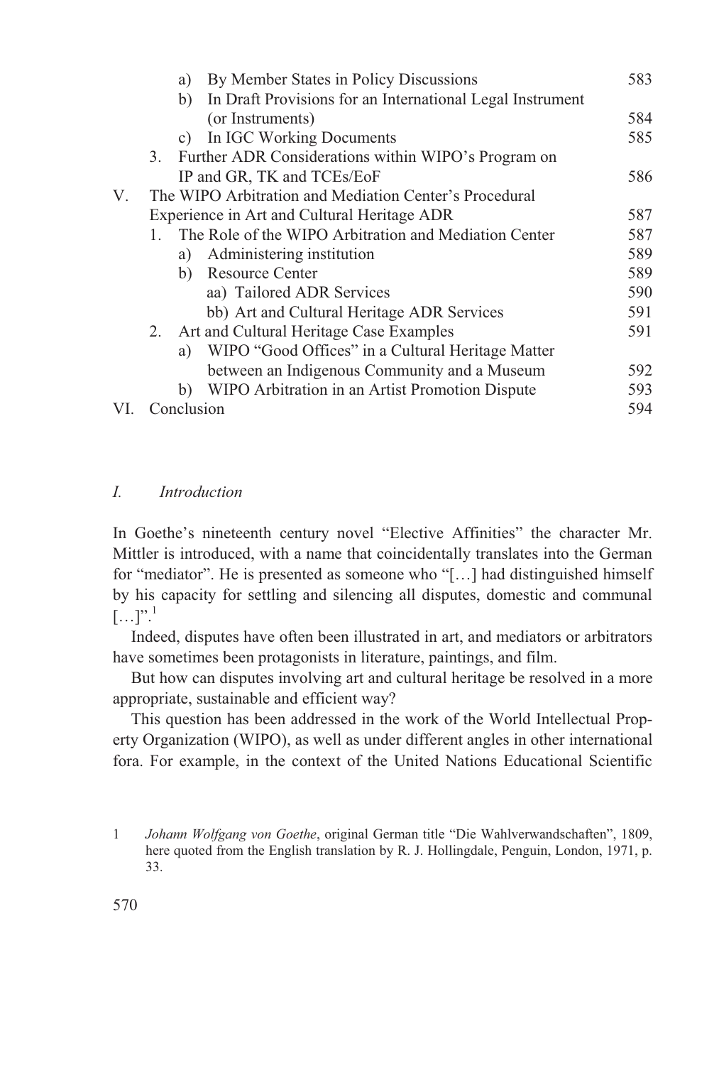a) By Member States in Policy Discussions 583
b) In Draft Provisions for an International Legal Instrument (or Instruments) 584
c) In IGC Working Documents 585
3. Further ADR Considerations within WIPO's Program on IP and GR, TK and TCEs/EoF 586

V. The WIPO Arbitration and Mediation Center's Procedural Experience in Art and Cultural Heritage ADR 587
1. The Role of the WIPO Arbitration and Mediation Center 587
a) Administering institution 589
b) Resource Center 589
aa) Tailored ADR Services 590
bb) Art and Cultural Heritage ADR Services 591
2. Art and Cultural Heritage Case Examples 591
a) WIPO "Good Offices" in a Cultural Heritage Matter between an Indigenous Community and a Museum 592
b) WIPO Arbitration in an Artist Promotion Dispute 593

VI. Conclusion 594

## *I. Introduction*

In Goethe's nineteenth century novel "Elective Affinities" the character Mr. Mittler is introduced, with a name that coincidentally translates into the German for "mediator". He is presented as someone who "[…] had distinguished himself by his capacity for settling and silencing all disputes, domestic and communal […]".[1]

Indeed, disputes have often been illustrated in art, and mediators or arbitrators have sometimes been protagonists in literature, paintings, and film.

But how can disputes involving art and cultural heritage be resolved in a more appropriate, sustainable and efficient way?

This question has been addressed in the work of the World Intellectual Property Organization (WIPO), as well as under different angles in other international fora. For example, in the context of the United Nations Educational Scientific

---

1 *Johann Wolfgang von Goethe*, original German title "Die Wahlverwandschaften", 1809, here quoted from the English translation by R. J. Hollingdale, Penguin, London, 1971, p. 33.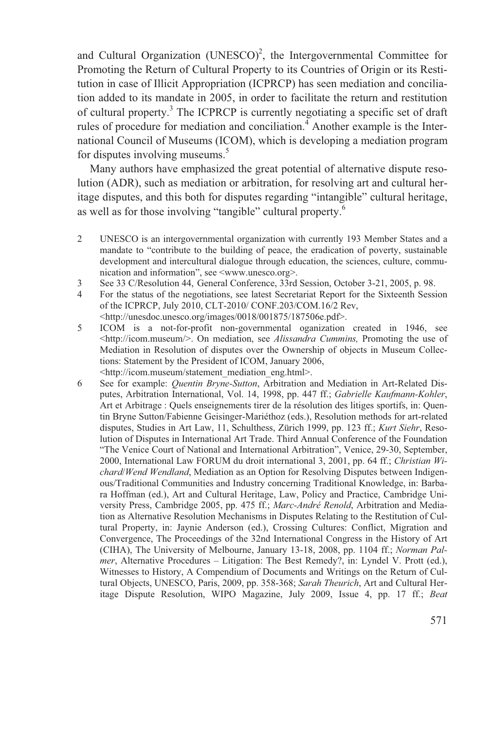and Cultural Organization (UNESCO)[2], the Intergovernmental Committee for Promoting the Return of Cultural Property to its Countries of Origin or its Restitution in case of Illicit Appropriation (ICPRCP) has seen mediation and conciliation added to its mandate in 2005, in order to facilitate the return and restitution of cultural property.[3] The ICPRCP is currently negotiating a specific set of draft rules of procedure for mediation and conciliation.[4] Another example is the International Council of Museums (ICOM), which is developing a mediation program for disputes involving museums.[5]

Many authors have emphasized the great potential of alternative dispute resolution (ADR), such as mediation or arbitration, for resolving art and cultural heritage disputes, and this both for disputes regarding "intangible" cultural heritage, as well as for those involving "tangible" cultural property.[6]

2 UNESCO is an intergovernmental organization with currently 193 Member States and a mandate to "contribute to the building of peace, the eradication of poverty, sustainable development and intercultural dialogue through education, the sciences, culture, communication and information", see <www.unesco.org>.

3 See 33 C/Resolution 44, General Conference, 33rd Session, October 3-21, 2005, p. 98.

4 For the status of the negotiations, see latest Secretariat Report for the Sixteenth Session of the ICPRCP, July 2010, CLT-2010/ CONF.203/COM.16/2 Rev, <http://unesdoc.unesco.org/images/0018/001875/187506e.pdf>.

5 ICOM is a not-for-profit non-governmental oganization created in 1946, see <http://icom.museum/>. On mediation, see *Alissandra Cummins,* Promoting the use of Mediation in Resolution of disputes over the Ownership of objects in Museum Collections: Statement by the President of ICOM, January 2006, <http://icom.museum/statement_mediation_eng.html>.

6 See for example: *Quentin Bryne-Sutton*, Arbitration and Mediation in Art-Related Disputes, Arbitration International, Vol. 14, 1998, pp. 447 ff.; *Gabrielle Kaufmann-Kohler*, Art et Arbitrage : Quels enseignements tirer de la résolution des litiges sportifs, in: Quentin Bryne Sutton/Fabienne Geisinger-Mariéthoz (eds.), Resolution methods for art-related disputes, Studies in Art Law, 11, Schulthess, Zürich 1999, pp. 123 ff.; *Kurt Siehr*, Resolution of Disputes in International Art Trade. Third Annual Conference of the Foundation "The Venice Court of National and International Arbitration", Venice, 29-30, September, 2000, International Law FORUM du droit international 3, 2001, pp. 64 ff.; *Christian Wichard*/*Wend Wendland*, Mediation as an Option for Resolving Disputes between Indigenous/Traditional Communities and Industry concerning Traditional Knowledge, in: Barbara Hoffman (ed.), Art and Cultural Heritage, Law, Policy and Practice, Cambridge University Press, Cambridge 2005, pp. 475 ff.; *Marc-André Renold*, Arbitration and Mediation as Alternative Resolution Mechanisms in Disputes Relating to the Restitution of Cultural Property, in: Jaynie Anderson (ed.), Crossing Cultures: Conflict, Migration and Convergence, The Proceedings of the 32nd International Congress in the History of Art (CIHA), The University of Melbourne, January 13-18, 2008, pp. 1104 ff.; *Norman Palmer*, Alternative Procedures – Litigation: The Best Remedy?, in: Lyndel V. Prott (ed.), Witnesses to History, A Compendium of Documents and Writings on the Return of Cultural Objects, UNESCO, Paris, 2009, pp. 358-368; *Sarah Theurich*, Art and Cultural Heritage Dispute Resolution, WIPO Magazine, July 2009, Issue 4, pp. 17 ff.; *Beat*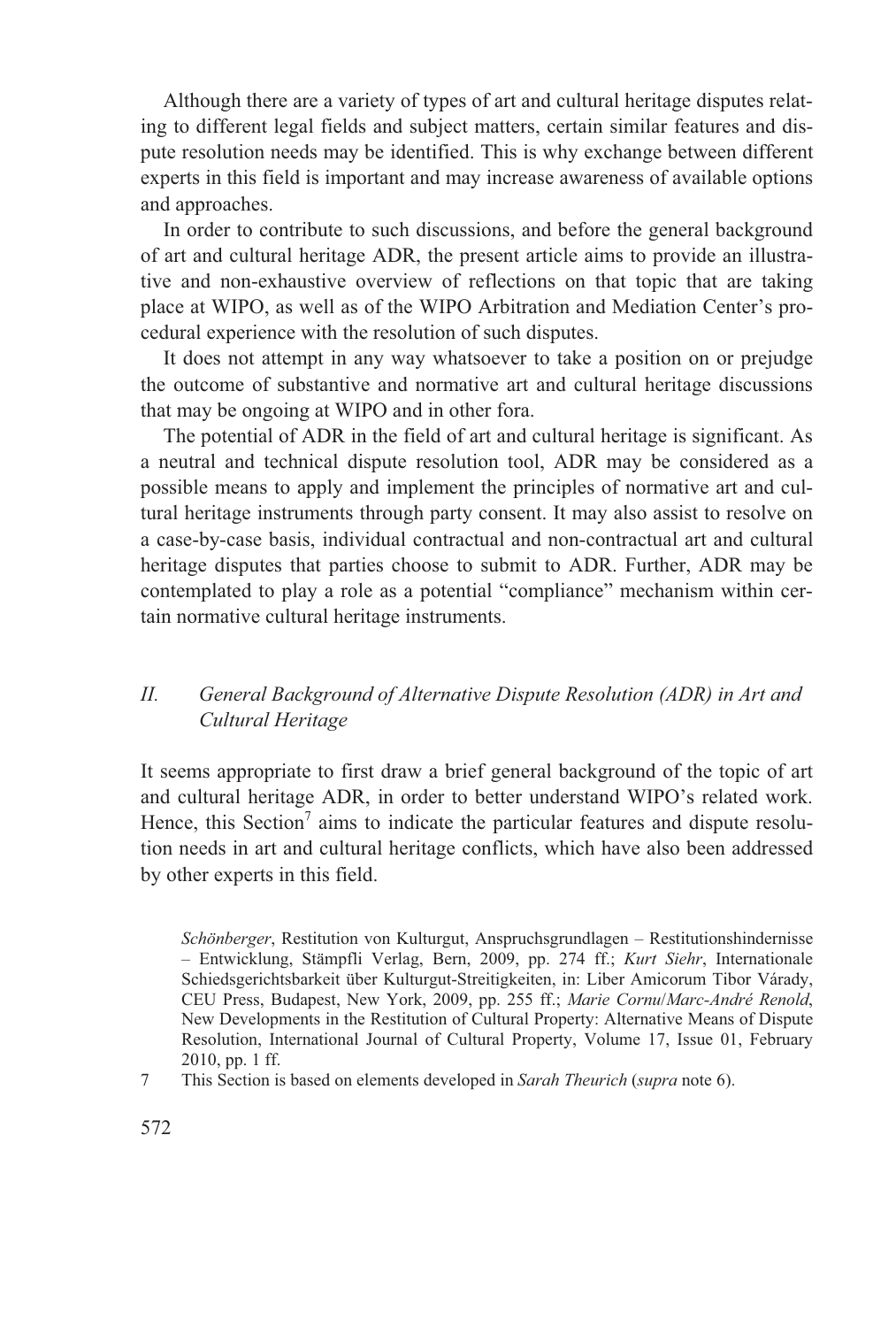Although there are a variety of types of art and cultural heritage disputes relating to different legal fields and subject matters, certain similar features and dispute resolution needs may be identified. This is why exchange between different experts in this field is important and may increase awareness of available options and approaches.

In order to contribute to such discussions, and before the general background of art and cultural heritage ADR, the present article aims to provide an illustrative and non-exhaustive overview of reflections on that topic that are taking place at WIPO, as well as of the WIPO Arbitration and Mediation Center's procedural experience with the resolution of such disputes.

It does not attempt in any way whatsoever to take a position on or prejudge the outcome of substantive and normative art and cultural heritage discussions that may be ongoing at WIPO and in other fora.

The potential of ADR in the field of art and cultural heritage is significant. As a neutral and technical dispute resolution tool, ADR may be considered as a possible means to apply and implement the principles of normative art and cultural heritage instruments through party consent. It may also assist to resolve on a case-by-case basis, individual contractual and non-contractual art and cultural heritage disputes that parties choose to submit to ADR. Further, ADR may be contemplated to play a role as a potential "compliance" mechanism within certain normative cultural heritage instruments.

## *II. General Background of Alternative Dispute Resolution (ADR) in Art and Cultural Heritage*

It seems appropriate to first draw a brief general background of the topic of art and cultural heritage ADR, in order to better understand WIPO's related work. Hence, this Section[7] aims to indicate the particular features and dispute resolution needs in art and cultural heritage conflicts, which have also been addressed by other experts in this field.

---

*Schönberger*, Restitution von Kulturgut, Anspruchsgrundlagen – Restitutionshindernisse – Entwicklung, Stämpfli Verlag, Bern, 2009, pp. 274 ff.; *Kurt Siehr*, Internationale Schiedsgerichtsbarkeit über Kulturgut-Streitigkeiten, in: Liber Amicorum Tibor Várady, CEU Press, Budapest, New York, 2009, pp. 255 ff.; *Marie Cornu*/*Marc-André Renold*, New Developments in the Restitution of Cultural Property: Alternative Means of Dispute Resolution, International Journal of Cultural Property, Volume 17, Issue 01, February 2010, pp. 1 ff.

7 This Section is based on elements developed in *Sarah Theurich* (*supra* note 6).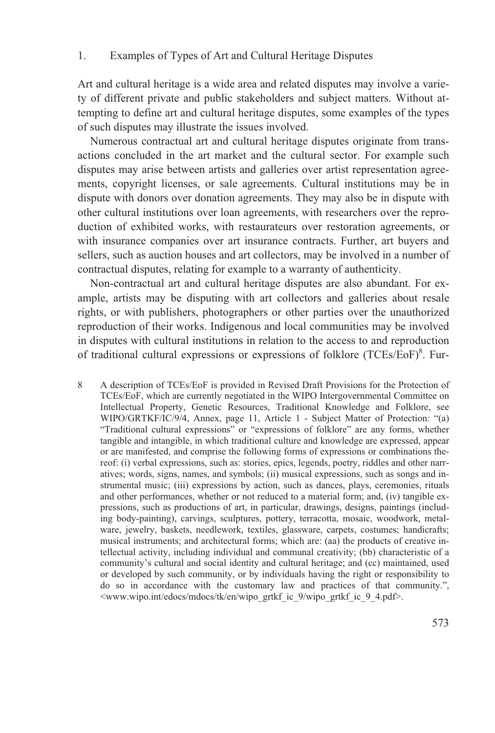1. Examples of Types of Art and Cultural Heritage Disputes

Art and cultural heritage is a wide area and related disputes may involve a variety of different private and public stakeholders and subject matters. Without attempting to define art and cultural heritage disputes, some examples of the types of such disputes may illustrate the issues involved.

Numerous contractual art and cultural heritage disputes originate from transactions concluded in the art market and the cultural sector. For example such disputes may arise between artists and galleries over artist representation agreements, copyright licenses, or sale agreements. Cultural institutions may be in dispute with donors over donation agreements. They may also be in dispute with other cultural institutions over loan agreements, with researchers over the reproduction of exhibited works, with restaurateurs over restoration agreements, or with insurance companies over art insurance contracts. Further, art buyers and sellers, such as auction houses and art collectors, may be involved in a number of contractual disputes, relating for example to a warranty of authenticity.

Non-contractual art and cultural heritage disputes are also abundant. For example, artists may be disputing with art collectors and galleries about resale rights, or with publishers, photographers or other parties over the unauthorized reproduction of their works. Indigenous and local communities may be involved in disputes with cultural institutions in relation to the access to and reproduction of traditional cultural expressions or expressions of folklore (TCEs/EoF)[8]. Fur-

8 A description of TCEs/EoF is provided in Revised Draft Provisions for the Protection of TCEs/EoF, which are currently negotiated in the WIPO Intergovernmental Committee on Intellectual Property, Genetic Resources, Traditional Knowledge and Folklore, see WIPO/GRTKF/IC/9/4, Annex, page 11, Article 1 - Subject Matter of Protection: "(a) "Traditional cultural expressions" or "expressions of folklore" are any forms, whether tangible and intangible, in which traditional culture and knowledge are expressed, appear or are manifested, and comprise the following forms of expressions or combinations thereof: (i) verbal expressions, such as: stories, epics, legends, poetry, riddles and other narratives; words, signs, names, and symbols; (ii) musical expressions, such as songs and instrumental music; (iii) expressions by action, such as dances, plays, ceremonies, rituals and other performances, whether or not reduced to a material form; and, (iv) tangible expressions, such as productions of art, in particular, drawings, designs, paintings (including body-painting), carvings, sculptures, pottery, terracotta, mosaic, woodwork, metalware, jewelry, baskets, needlework, textiles, glassware, carpets, costumes; handicrafts; musical instruments; and architectural forms; which are: (aa) the products of creative intellectual activity, including individual and communal creativity; (bb) characteristic of a community's cultural and social identity and cultural heritage; and (cc) maintained, used or developed by such community, or by individuals having the right or responsibility to do so in accordance with the customary law and practices of that community.", <www.wipo.int/edocs/mdocs/tk/en/wipo_grtkf_ic_9/wipo_grtkf_ic_9_4.pdf>.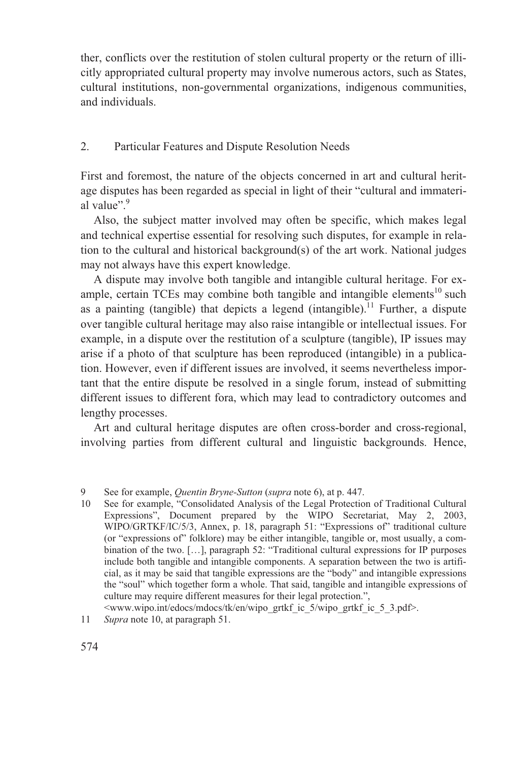ther, conflicts over the restitution of stolen cultural property or the return of illicitly appropriated cultural property may involve numerous actors, such as States, cultural institutions, non-governmental organizations, indigenous communities, and individuals.

## 2. Particular Features and Dispute Resolution Needs

First and foremost, the nature of the objects concerned in art and cultural heritage disputes has been regarded as special in light of their "cultural and immaterial value".[9]

Also, the subject matter involved may often be specific, which makes legal and technical expertise essential for resolving such disputes, for example in relation to the cultural and historical background(s) of the art work. National judges may not always have this expert knowledge.

A dispute may involve both tangible and intangible cultural heritage. For example, certain TCEs may combine both tangible and intangible elements[10] such as a painting (tangible) that depicts a legend (intangible).[11] Further, a dispute over tangible cultural heritage may also raise intangible or intellectual issues. For example, in a dispute over the restitution of a sculpture (tangible), IP issues may arise if a photo of that sculpture has been reproduced (intangible) in a publication. However, even if different issues are involved, it seems nevertheless important that the entire dispute be resolved in a single forum, instead of submitting different issues to different fora, which may lead to contradictory outcomes and lengthy processes.

Art and cultural heritage disputes are often cross-border and cross-regional, involving parties from different cultural and linguistic backgrounds. Hence,

9 See for example, *Quentin Bryne-Sutton* (*supra* note 6), at p. 447.

10 See for example, "Consolidated Analysis of the Legal Protection of Traditional Cultural Expressions", Document prepared by the WIPO Secretariat, May 2, 2003, WIPO/GRTKF/IC/5/3, Annex, p. 18, paragraph 51: "Expressions of" traditional culture (or "expressions of" folklore) may be either intangible, tangible or, most usually, a combination of the two. […], paragraph 52: "Traditional cultural expressions for IP purposes include both tangible and intangible components. A separation between the two is artificial, as it may be said that tangible expressions are the "body" and intangible expressions the "soul" which together form a whole. That said, tangible and intangible expressions of culture may require different measures for their legal protection.", <www.wipo.int/edocs/mdocs/tk/en/wipo_grtkf_ic_5/wipo_grtkf_ic_5_3.pdf>.

11 *Supra* note 10, at paragraph 51.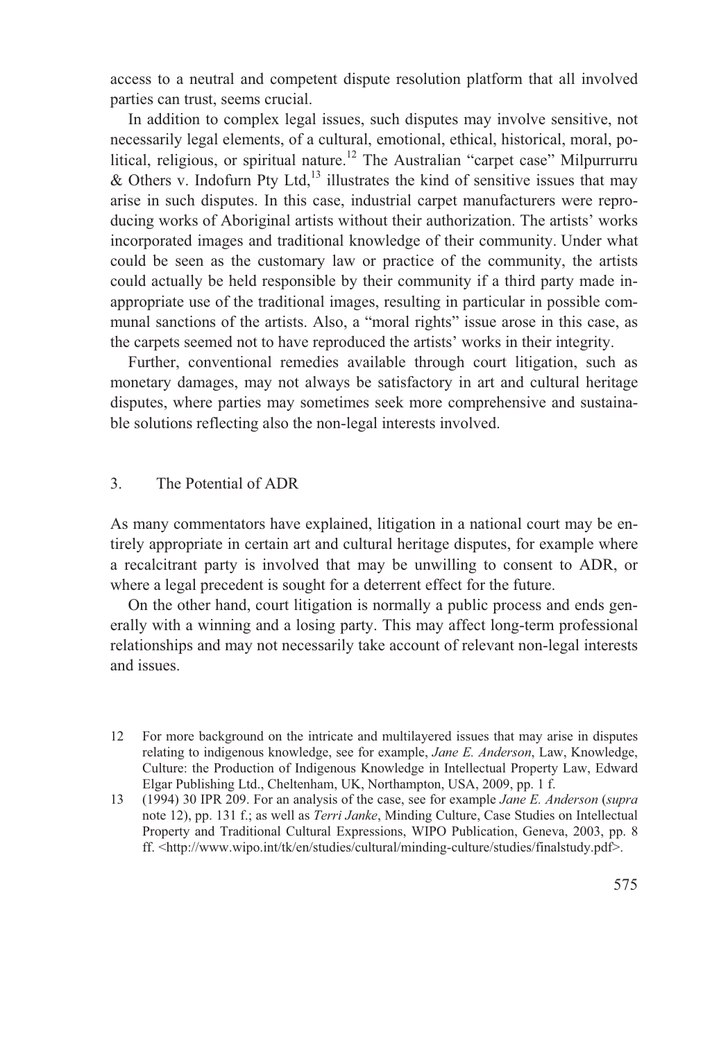access to a neutral and competent dispute resolution platform that all involved parties can trust, seems crucial.

In addition to complex legal issues, such disputes may involve sensitive, not necessarily legal elements, of a cultural, emotional, ethical, historical, moral, political, religious, or spiritual nature.[12] The Australian "carpet case" Milpurrurru & Others v. Indofurn Pty Ltd,[13] illustrates the kind of sensitive issues that may arise in such disputes. In this case, industrial carpet manufacturers were reproducing works of Aboriginal artists without their authorization. The artists' works incorporated images and traditional knowledge of their community. Under what could be seen as the customary law or practice of the community, the artists could actually be held responsible by their community if a third party made inappropriate use of the traditional images, resulting in particular in possible communal sanctions of the artists. Also, a "moral rights" issue arose in this case, as the carpets seemed not to have reproduced the artists' works in their integrity.

Further, conventional remedies available through court litigation, such as monetary damages, may not always be satisfactory in art and cultural heritage disputes, where parties may sometimes seek more comprehensive and sustainable solutions reflecting also the non-legal interests involved.

## 3. The Potential of ADR

As many commentators have explained, litigation in a national court may be entirely appropriate in certain art and cultural heritage disputes, for example where a recalcitrant party is involved that may be unwilling to consent to ADR, or where a legal precedent is sought for a deterrent effect for the future.

On the other hand, court litigation is normally a public process and ends generally with a winning and a losing party. This may affect long-term professional relationships and may not necessarily take account of relevant non-legal interests and issues.

---

12 For more background on the intricate and multilayered issues that may arise in disputes relating to indigenous knowledge, see for example, *Jane E. Anderson*, Law, Knowledge, Culture: the Production of Indigenous Knowledge in Intellectual Property Law, Edward Elgar Publishing Ltd., Cheltenham, UK, Northampton, USA, 2009, pp. 1 f.

13 (1994) 30 IPR 209. For an analysis of the case, see for example *Jane E. Anderson* (*supra* note 12), pp. 131 f.; as well as *Terri Janke*, Minding Culture, Case Studies on Intellectual Property and Traditional Cultural Expressions, WIPO Publication, Geneva, 2003, pp. 8 ff. <http://www.wipo.int/tk/en/studies/cultural/minding-culture/studies/finalstudy.pdf>.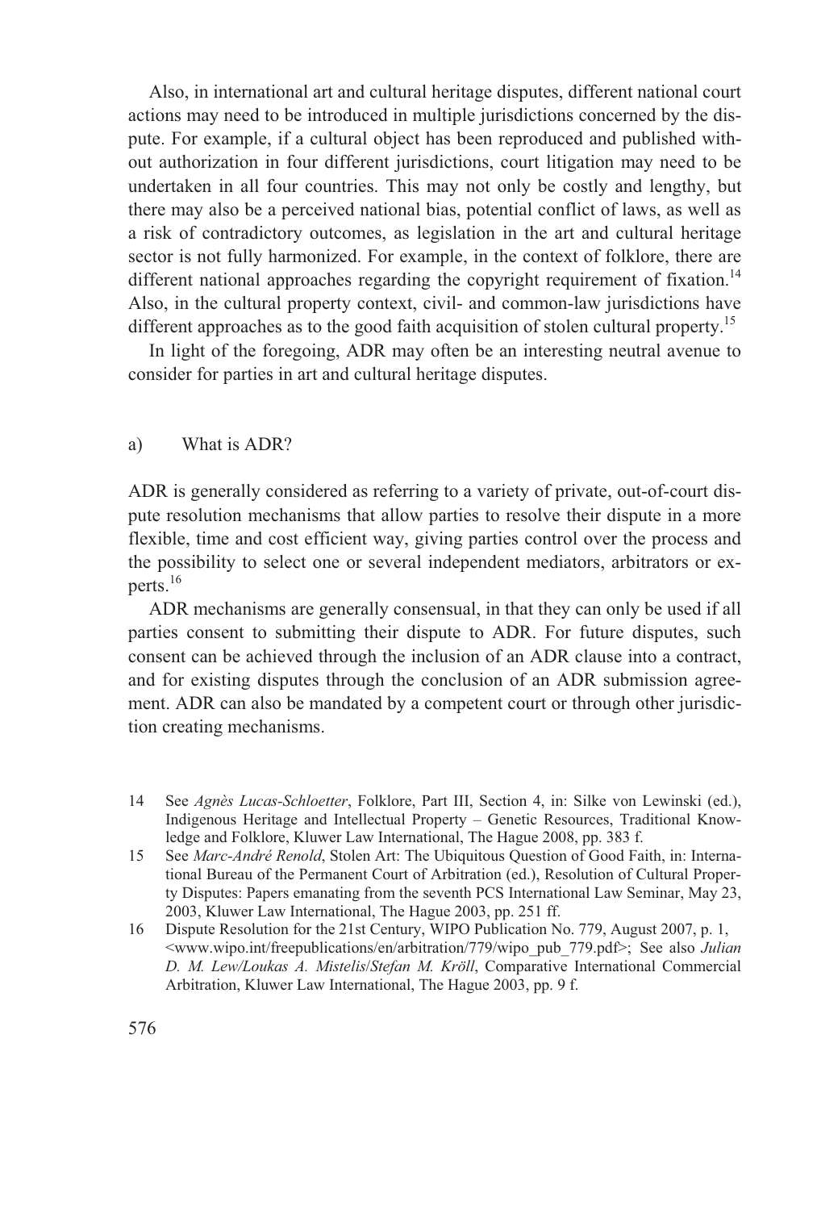Also, in international art and cultural heritage disputes, different national court actions may need to be introduced in multiple jurisdictions concerned by the dispute. For example, if a cultural object has been reproduced and published without authorization in four different jurisdictions, court litigation may need to be undertaken in all four countries. This may not only be costly and lengthy, but there may also be a perceived national bias, potential conflict of laws, as well as a risk of contradictory outcomes, as legislation in the art and cultural heritage sector is not fully harmonized. For example, in the context of folklore, there are different national approaches regarding the copyright requirement of fixation.[14] Also, in the cultural property context, civil- and common-law jurisdictions have different approaches as to the good faith acquisition of stolen cultural property.[15]

In light of the foregoing, ADR may often be an interesting neutral avenue to consider for parties in art and cultural heritage disputes.

### a) What is ADR?

ADR is generally considered as referring to a variety of private, out-of-court dispute resolution mechanisms that allow parties to resolve their dispute in a more flexible, time and cost efficient way, giving parties control over the process and the possibility to select one or several independent mediators, arbitrators or experts.[16]

ADR mechanisms are generally consensual, in that they can only be used if all parties consent to submitting their dispute to ADR. For future disputes, such consent can be achieved through the inclusion of an ADR clause into a contract, and for existing disputes through the conclusion of an ADR submission agreement. ADR can also be mandated by a competent court or through other jurisdiction creating mechanisms.

---

14 See *Agnès Lucas-Schloetter*, Folklore, Part III, Section 4, in: Silke von Lewinski (ed.), Indigenous Heritage and Intellectual Property – Genetic Resources, Traditional Knowledge and Folklore, Kluwer Law International, The Hague 2008, pp. 383 f.

15 See *Marc-André Renold*, Stolen Art: The Ubiquitous Question of Good Faith, in: International Bureau of the Permanent Court of Arbitration (ed.), Resolution of Cultural Property Disputes: Papers emanating from the seventh PCS International Law Seminar, May 23, 2003, Kluwer Law International, The Hague 2003, pp. 251 ff.

16 Dispute Resolution for the 21st Century, WIPO Publication No. 779, August 2007, p. 1, <www.wipo.int/freepublications/en/arbitration/779/wipo_pub_779.pdf>; See also *Julian D. M. Lew/Loukas A. Mistelis/Stefan M. Kröll*, Comparative International Commercial Arbitration, Kluwer Law International, The Hague 2003, pp. 9 f.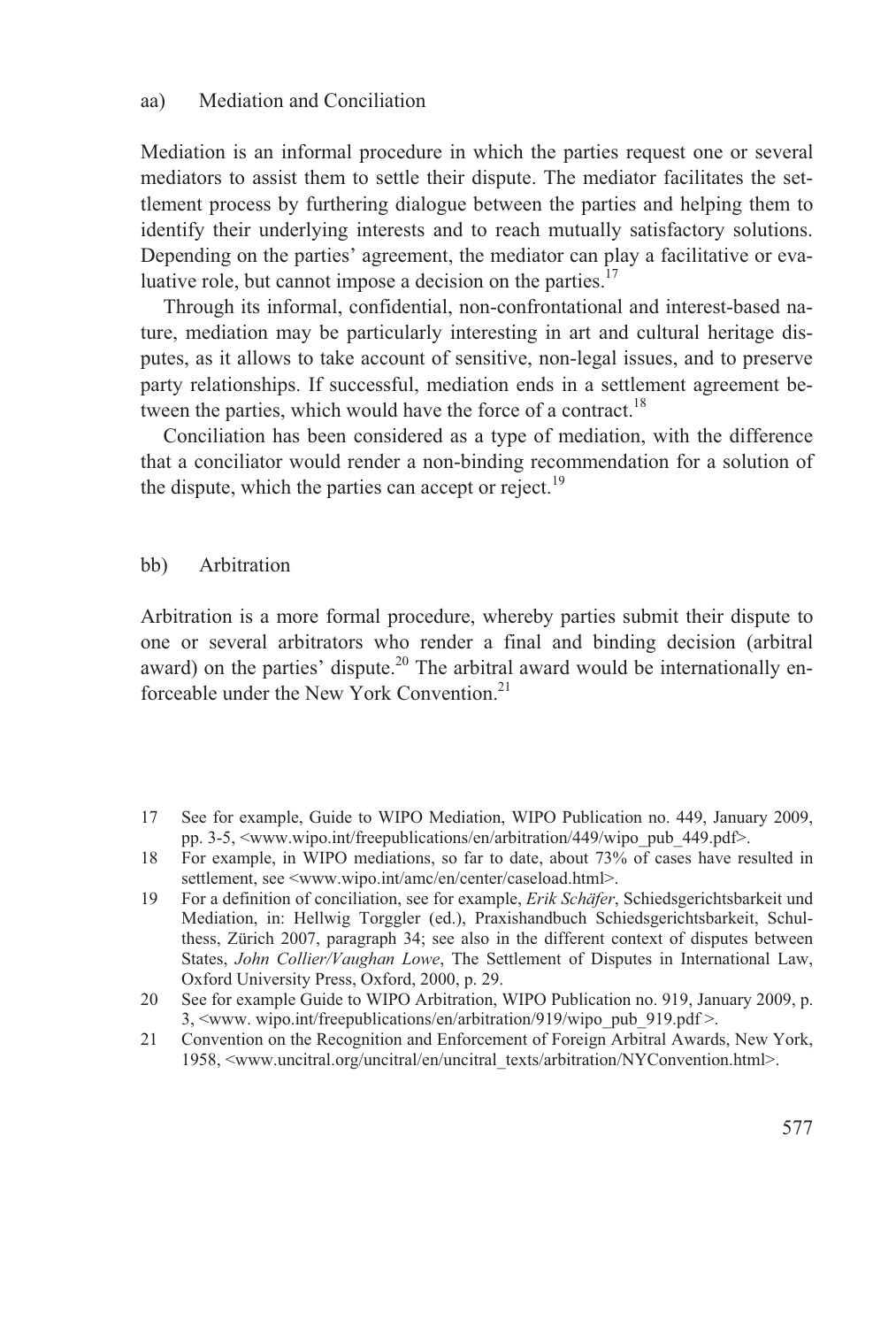#### aa) Mediation and Conciliation

Mediation is an informal procedure in which the parties request one or several mediators to assist them to settle their dispute. The mediator facilitates the settlement process by furthering dialogue between the parties and helping them to identify their underlying interests and to reach mutually satisfactory solutions. Depending on the parties' agreement, the mediator can play a facilitative or evaluative role, but cannot impose a decision on the parties.[17]

Through its informal, confidential, non-confrontational and interest-based nature, mediation may be particularly interesting in art and cultural heritage disputes, as it allows to take account of sensitive, non-legal issues, and to preserve party relationships. If successful, mediation ends in a settlement agreement between the parties, which would have the force of a contract.[18]

Conciliation has been considered as a type of mediation, with the difference that a conciliator would render a non-binding recommendation for a solution of the dispute, which the parties can accept or reject.[19]

#### bb) Arbitration

Arbitration is a more formal procedure, whereby parties submit their dispute to one or several arbitrators who render a final and binding decision (arbitral award) on the parties' dispute.[20] The arbitral award would be internationally enforceable under the New York Convention.[21]

---

17 See for example, Guide to WIPO Mediation, WIPO Publication no. 449, January 2009, pp. 3-5, <www.wipo.int/freepublications/en/arbitration/449/wipo_pub_449.pdf>.

18 For example, in WIPO mediations, so far to date, about 73% of cases have resulted in settlement, see <www.wipo.int/amc/en/center/caseload.html>.

19 For a definition of conciliation, see for example, *Erik Schäfer*, Schiedsgerichtsbarkeit und Mediation, in: Hellwig Torggler (ed.), Praxishandbuch Schiedsgerichtsbarkeit, Schulthess, Zürich 2007, paragraph 34; see also in the different context of disputes between States, *John Collier/Vaughan Lowe*, The Settlement of Disputes in International Law, Oxford University Press, Oxford, 2000, p. 29.

20 See for example Guide to WIPO Arbitration, WIPO Publication no. 919, January 2009, p. 3, <www. wipo.int/freepublications/en/arbitration/919/wipo_pub_919.pdf >.

21 Convention on the Recognition and Enforcement of Foreign Arbitral Awards, New York, 1958, <www.uncitral.org/uncitral/en/uncitral_texts/arbitration/NYConvention.html>.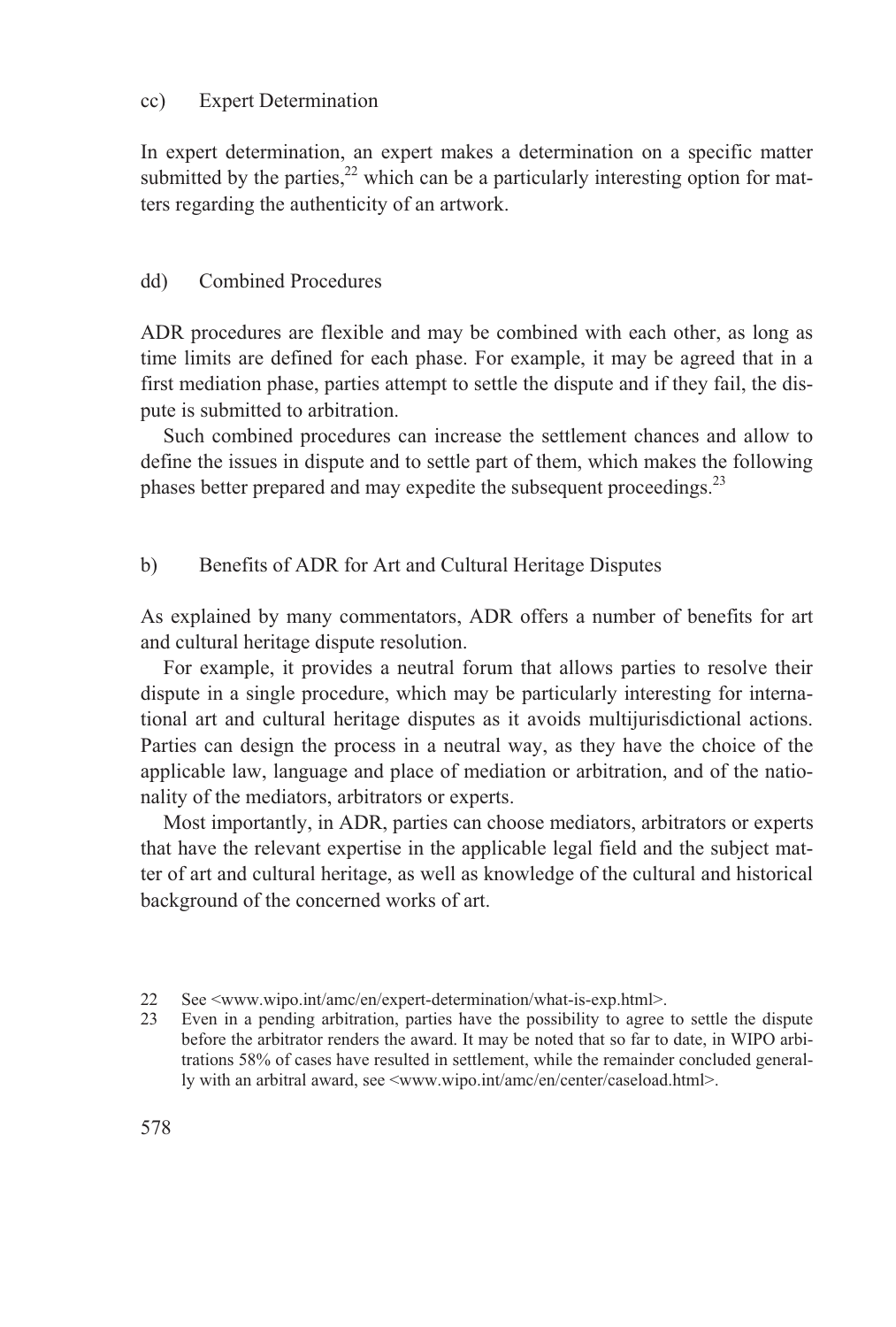#### cc) Expert Determination

In expert determination, an expert makes a determination on a specific matter submitted by the parties,[22] which can be a particularly interesting option for matters regarding the authenticity of an artwork.

#### dd) Combined Procedures

ADR procedures are flexible and may be combined with each other, as long as time limits are defined for each phase. For example, it may be agreed that in a first mediation phase, parties attempt to settle the dispute and if they fail, the dispute is submitted to arbitration.

Such combined procedures can increase the settlement chances and allow to define the issues in dispute and to settle part of them, which makes the following phases better prepared and may expedite the subsequent proceedings.[23]

### b) Benefits of ADR for Art and Cultural Heritage Disputes

As explained by many commentators, ADR offers a number of benefits for art and cultural heritage dispute resolution.

For example, it provides a neutral forum that allows parties to resolve their dispute in a single procedure, which may be particularly interesting for international art and cultural heritage disputes as it avoids multijurisdictional actions. Parties can design the process in a neutral way, as they have the choice of the applicable law, language and place of mediation or arbitration, and of the nationality of the mediators, arbitrators or experts.

Most importantly, in ADR, parties can choose mediators, arbitrators or experts that have the relevant expertise in the applicable legal field and the subject matter of art and cultural heritage, as well as knowledge of the cultural and historical background of the concerned works of art.

---

22 See <www.wipo.int/amc/en/expert-determination/what-is-exp.html>.

23 Even in a pending arbitration, parties have the possibility to agree to settle the dispute before the arbitrator renders the award. It may be noted that so far to date, in WIPO arbitrations 58% of cases have resulted in settlement, while the remainder concluded generally with an arbitral award, see <www.wipo.int/amc/en/center/caseload.html>.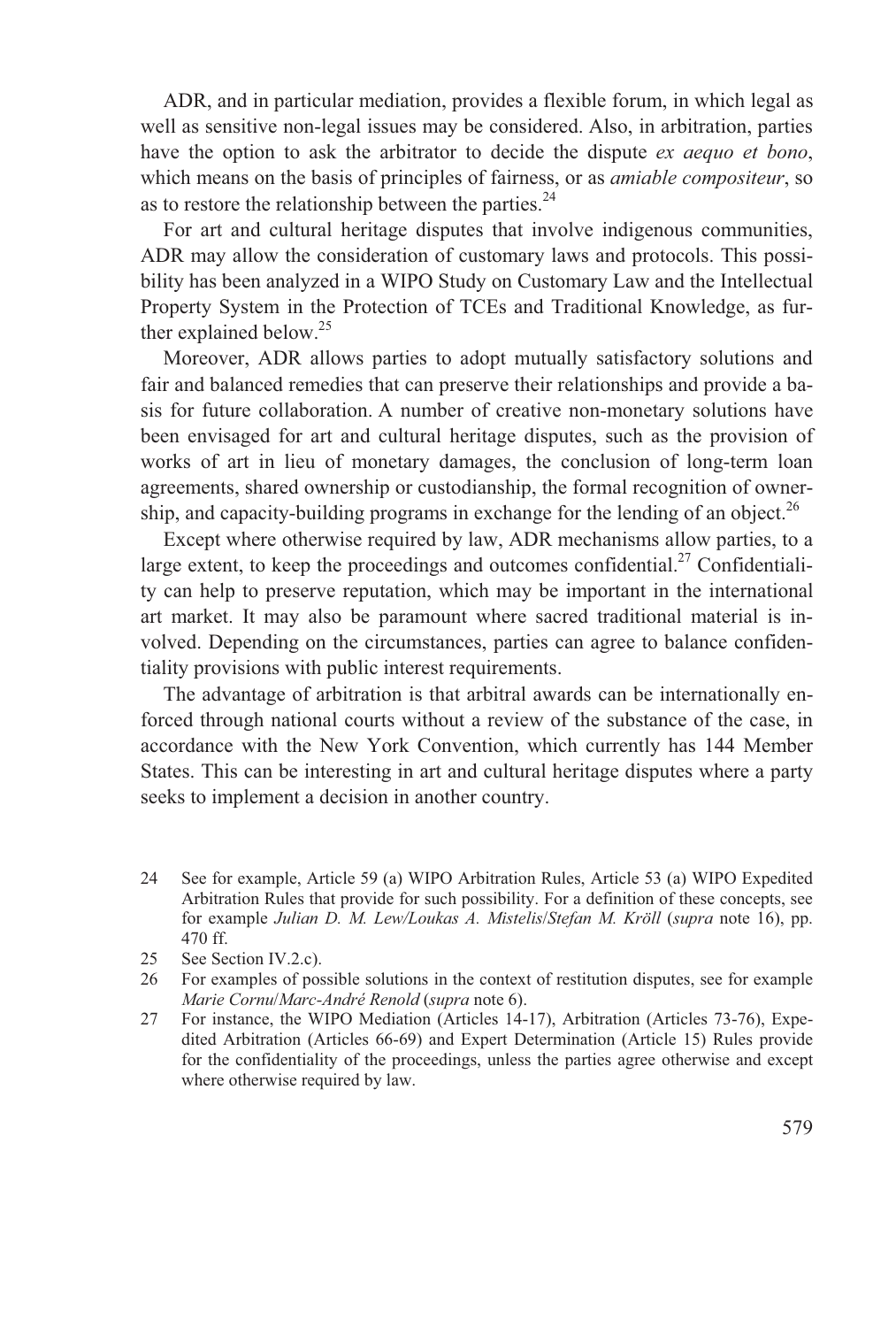ADR, and in particular mediation, provides a flexible forum, in which legal as well as sensitive non-legal issues may be considered. Also, in arbitration, parties have the option to ask the arbitrator to decide the dispute *ex aequo et bono*, which means on the basis of principles of fairness, or as *amiable compositeur*, so as to restore the relationship between the parties.[24]

For art and cultural heritage disputes that involve indigenous communities, ADR may allow the consideration of customary laws and protocols. This possibility has been analyzed in a WIPO Study on Customary Law and the Intellectual Property System in the Protection of TCEs and Traditional Knowledge, as further explained below.[25]

Moreover, ADR allows parties to adopt mutually satisfactory solutions and fair and balanced remedies that can preserve their relationships and provide a basis for future collaboration. A number of creative non-monetary solutions have been envisaged for art and cultural heritage disputes, such as the provision of works of art in lieu of monetary damages, the conclusion of long-term loan agreements, shared ownership or custodianship, the formal recognition of ownership, and capacity-building programs in exchange for the lending of an object.[26]

Except where otherwise required by law, ADR mechanisms allow parties, to a large extent, to keep the proceedings and outcomes confidential.[27] Confidentiality can help to preserve reputation, which may be important in the international art market. It may also be paramount where sacred traditional material is involved. Depending on the circumstances, parties can agree to balance confidentiality provisions with public interest requirements.

The advantage of arbitration is that arbitral awards can be internationally enforced through national courts without a review of the substance of the case, in accordance with the New York Convention, which currently has 144 Member States. This can be interesting in art and cultural heritage disputes where a party seeks to implement a decision in another country.

24 See for example, Article 59 (a) WIPO Arbitration Rules, Article 53 (a) WIPO Expedited Arbitration Rules that provide for such possibility. For a definition of these concepts, see for example *Julian D. M. Lew/Loukas A. Mistelis/Stefan M. Kröll* (*supra* note 16), pp. 470 ff.

25 See Section IV.2.c).

26 For examples of possible solutions in the context of restitution disputes, see for example *Marie Cornu/Marc-André Renold* (*supra* note 6).

27 For instance, the WIPO Mediation (Articles 14-17), Arbitration (Articles 73-76), Expedited Arbitration (Articles 66-69) and Expert Determination (Article 15) Rules provide for the confidentiality of the proceedings, unless the parties agree otherwise and except where otherwise required by law.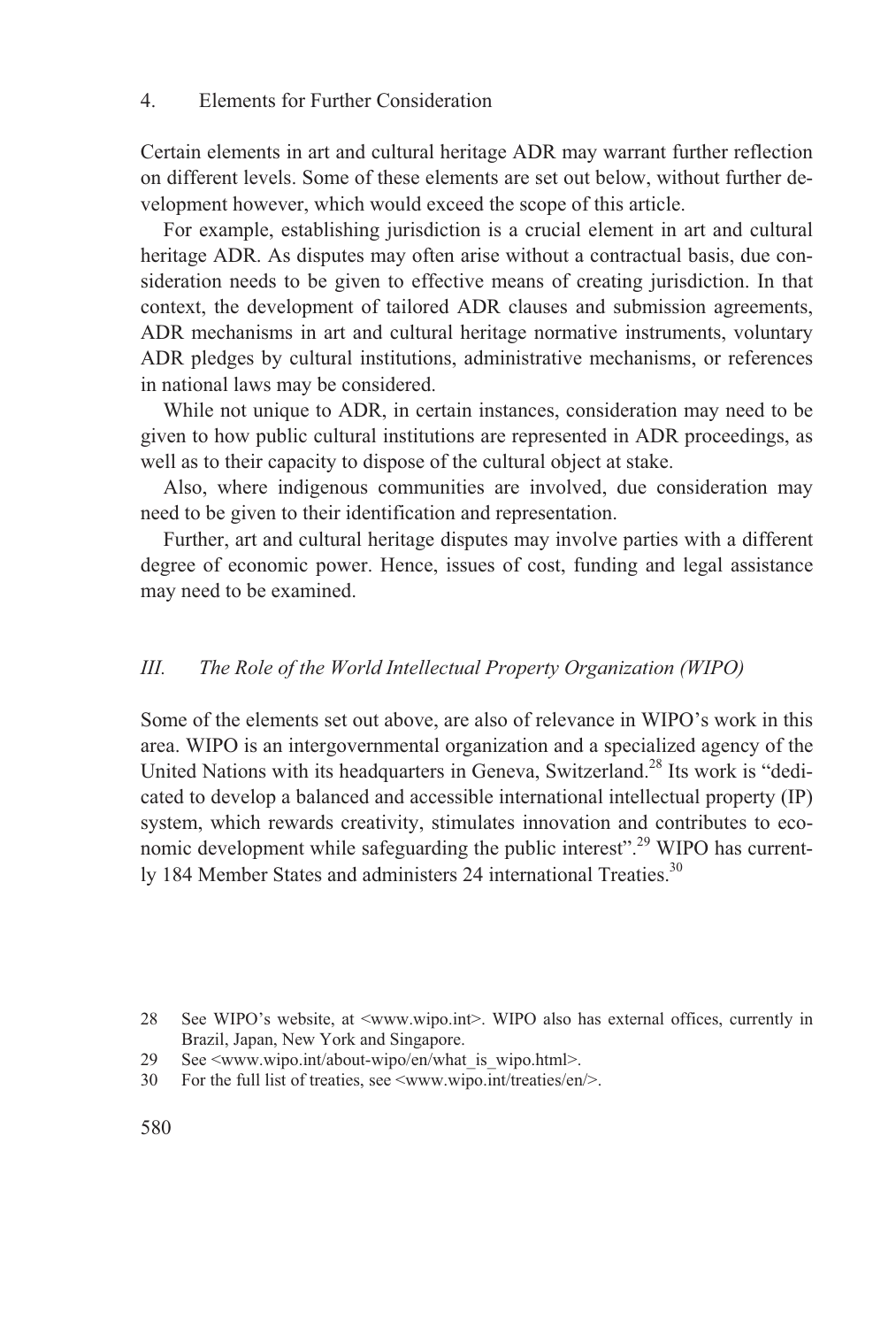### 4. Elements for Further Consideration

Certain elements in art and cultural heritage ADR may warrant further reflection on different levels. Some of these elements are set out below, without further development however, which would exceed the scope of this article.

For example, establishing jurisdiction is a crucial element in art and cultural heritage ADR. As disputes may often arise without a contractual basis, due consideration needs to be given to effective means of creating jurisdiction. In that context, the development of tailored ADR clauses and submission agreements, ADR mechanisms in art and cultural heritage normative instruments, voluntary ADR pledges by cultural institutions, administrative mechanisms, or references in national laws may be considered.

While not unique to ADR, in certain instances, consideration may need to be given to how public cultural institutions are represented in ADR proceedings, as well as to their capacity to dispose of the cultural object at stake.

Also, where indigenous communities are involved, due consideration may need to be given to their identification and representation.

Further, art and cultural heritage disputes may involve parties with a different degree of economic power. Hence, issues of cost, funding and legal assistance may need to be examined.

## *III. The Role of the World Intellectual Property Organization (WIPO)*

Some of the elements set out above, are also of relevance in WIPO's work in this area. WIPO is an intergovernmental organization and a specialized agency of the United Nations with its headquarters in Geneva, Switzerland.[28] Its work is "dedicated to develop a balanced and accessible international intellectual property (IP) system, which rewards creativity, stimulates innovation and contributes to economic development while safeguarding the public interest".[29] WIPO has currently 184 Member States and administers 24 international Treaties.[30]

---

28 See WIPO's website, at <www.wipo.int>. WIPO also has external offices, currently in Brazil, Japan, New York and Singapore.

29 See <www.wipo.int/about-wipo/en/what_is_wipo.html>.

30 For the full list of treaties, see <www.wipo.int/treaties/en/>.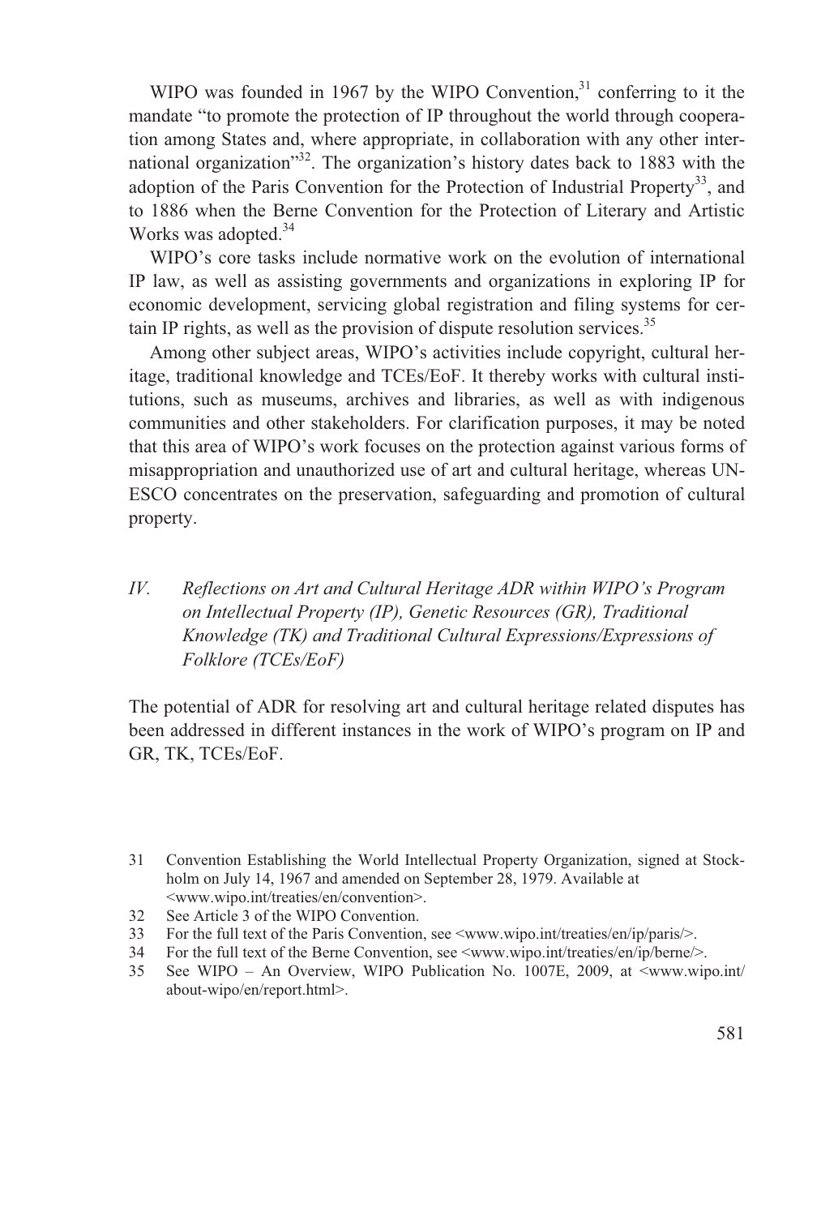WIPO was founded in 1967 by the WIPO Convention,[31] conferring to it the mandate "to promote the protection of IP throughout the world through cooperation among States and, where appropriate, in collaboration with any other international organization"[32]. The organization's history dates back to 1883 with the adoption of the Paris Convention for the Protection of Industrial Property[33], and to 1886 when the Berne Convention for the Protection of Literary and Artistic Works was adopted.[34]

WIPO's core tasks include normative work on the evolution of international IP law, as well as assisting governments and organizations in exploring IP for economic development, servicing global registration and filing systems for certain IP rights, as well as the provision of dispute resolution services.[35]

Among other subject areas, WIPO's activities include copyright, cultural heritage, traditional knowledge and TCEs/EoF. It thereby works with cultural institutions, such as museums, archives and libraries, as well as with indigenous communities and other stakeholders. For clarification purposes, it may be noted that this area of WIPO's work focuses on the protection against various forms of misappropriation and unauthorized use of art and cultural heritage, whereas UNESCO concentrates on the preservation, safeguarding and promotion of cultural property.

## *IV. Reflections on Art and Cultural Heritage ADR within WIPO's Program on Intellectual Property (IP), Genetic Resources (GR), Traditional Knowledge (TK) and Traditional Cultural Expressions/Expressions of Folklore (TCEs/EoF)*

The potential of ADR for resolving art and cultural heritage related disputes has been addressed in different instances in the work of WIPO's program on IP and GR, TK, TCEs/EoF.

---

31 Convention Establishing the World Intellectual Property Organization, signed at Stockholm on July 14, 1967 and amended on September 28, 1979. Available at <www.wipo.int/treaties/en/convention>.

32 See Article 3 of the WIPO Convention.

33 For the full text of the Paris Convention, see <www.wipo.int/treaties/en/ip/paris/>.

34 For the full text of the Berne Convention, see <www.wipo.int/treaties/en/ip/berne/>.

35 See WIPO – An Overview, WIPO Publication No. 1007E, 2009, at <www.wipo.int/about-wipo/en/report.html>.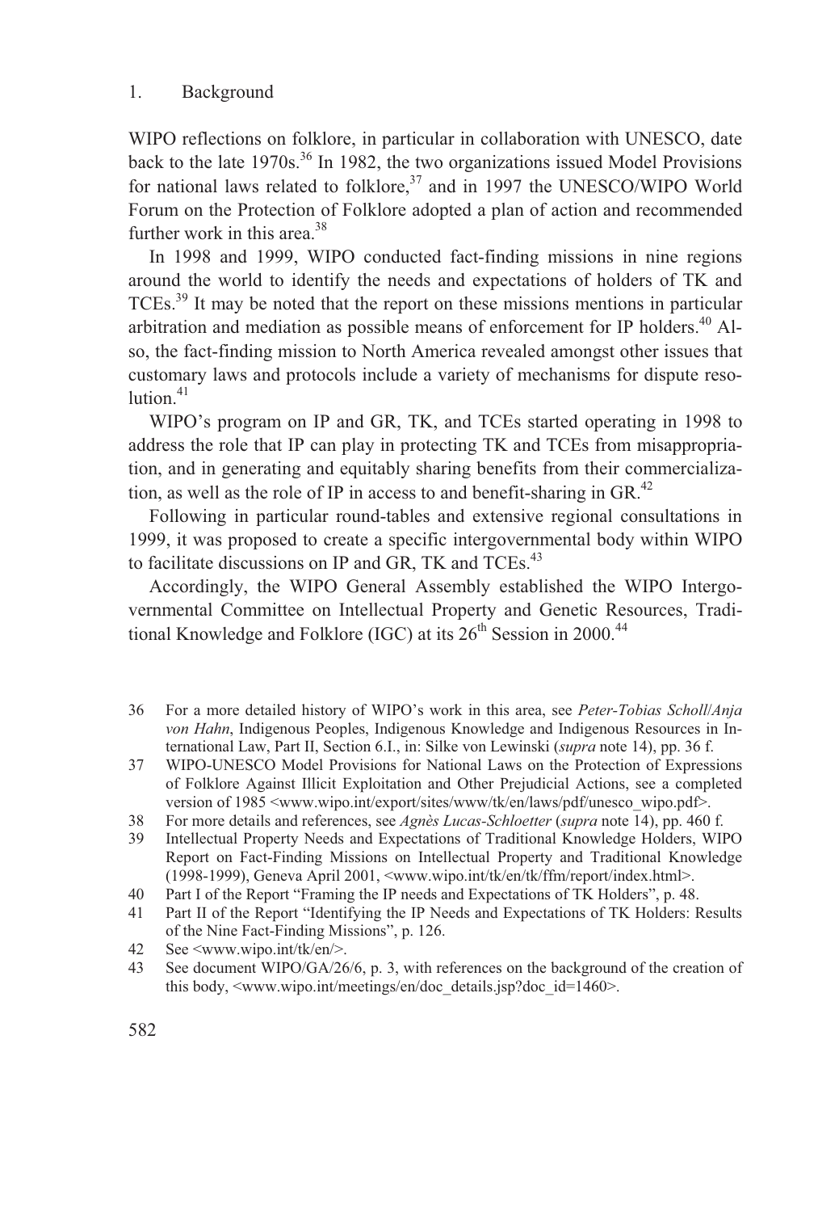## 1. Background

WIPO reflections on folklore, in particular in collaboration with UNESCO, date back to the late 1970s.[36] In 1982, the two organizations issued Model Provisions for national laws related to folklore,[37] and in 1997 the UNESCO/WIPO World Forum on the Protection of Folklore adopted a plan of action and recommended further work in this area.[38]

In 1998 and 1999, WIPO conducted fact-finding missions in nine regions around the world to identify the needs and expectations of holders of TK and TCEs.[39] It may be noted that the report on these missions mentions in particular arbitration and mediation as possible means of enforcement for IP holders.[40] Also, the fact-finding mission to North America revealed amongst other issues that customary laws and protocols include a variety of mechanisms for dispute resolution.[41]

WIPO's program on IP and GR, TK, and TCEs started operating in 1998 to address the role that IP can play in protecting TK and TCEs from misappropriation, and in generating and equitably sharing benefits from their commercialization, as well as the role of IP in access to and benefit-sharing in GR.[42]

Following in particular round-tables and extensive regional consultations in 1999, it was proposed to create a specific intergovernmental body within WIPO to facilitate discussions on IP and GR, TK and TCEs.[43]

Accordingly, the WIPO General Assembly established the WIPO Intergovernmental Committee on Intellectual Property and Genetic Resources, Traditional Knowledge and Folklore (IGC) at its 26th Session in 2000.[44]

---

36 For a more detailed history of WIPO's work in this area, see *Peter-Tobias Scholl*/*Anja von Hahn*, Indigenous Peoples, Indigenous Knowledge and Indigenous Resources in International Law, Part II, Section 6.I., in: Silke von Lewinski (*supra* note 14), pp. 36 f.

37 WIPO-UNESCO Model Provisions for National Laws on the Protection of Expressions of Folklore Against Illicit Exploitation and Other Prejudicial Actions, see a completed version of 1985 <www.wipo.int/export/sites/www/tk/en/laws/pdf/unesco_wipo.pdf>.

38 For more details and references, see *Agnès Lucas-Schloetter* (*supra* note 14), pp. 460 f.

39 Intellectual Property Needs and Expectations of Traditional Knowledge Holders, WIPO Report on Fact-Finding Missions on Intellectual Property and Traditional Knowledge (1998-1999), Geneva April 2001, <www.wipo.int/tk/en/tk/ffm/report/index.html>.

40 Part I of the Report "Framing the IP needs and Expectations of TK Holders", p. 48.

41 Part II of the Report "Identifying the IP Needs and Expectations of TK Holders: Results of the Nine Fact-Finding Missions", p. 126.

42 See <www.wipo.int/tk/en/>.

43 See document WIPO/GA/26/6, p. 3, with references on the background of the creation of this body, <www.wipo.int/meetings/en/doc_details.jsp?doc_id=1460>.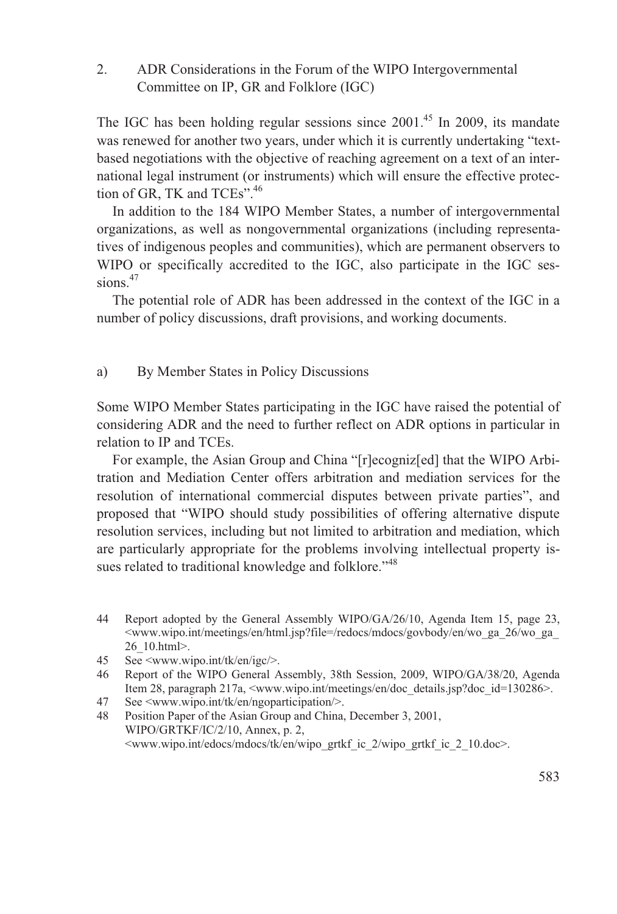## 2. ADR Considerations in the Forum of the WIPO Intergovernmental Committee on IP, GR and Folklore (IGC)

The IGC has been holding regular sessions since 2001.[45] In 2009, its mandate was renewed for another two years, under which it is currently undertaking "text-based negotiations with the objective of reaching agreement on a text of an international legal instrument (or instruments) which will ensure the effective protection of GR, TK and TCEs".[46]

In addition to the 184 WIPO Member States, a number of intergovernmental organizations, as well as nongovernmental organizations (including representatives of indigenous peoples and communities), which are permanent observers to WIPO or specifically accredited to the IGC, also participate in the IGC sessions.[47]

The potential role of ADR has been addressed in the context of the IGC in a number of policy discussions, draft provisions, and working documents.

### a) By Member States in Policy Discussions

Some WIPO Member States participating in the IGC have raised the potential of considering ADR and the need to further reflect on ADR options in particular in relation to IP and TCEs.

For example, the Asian Group and China "[r]ecogniz[ed] that the WIPO Arbitration and Mediation Center offers arbitration and mediation services for the resolution of international commercial disputes between private parties", and proposed that "WIPO should study possibilities of offering alternative dispute resolution services, including but not limited to arbitration and mediation, which are particularly appropriate for the problems involving intellectual property issues related to traditional knowledge and folklore."[48]

---

44 Report adopted by the General Assembly WIPO/GA/26/10, Agenda Item 15, page 23, <www.wipo.int/meetings/en/html.jsp?file=/redocs/mdocs/govbody/en/wo_ga_26/wo_ga_26_10.html>.

45 See <www.wipo.int/tk/en/igc/>.

46 Report of the WIPO General Assembly, 38th Session, 2009, WIPO/GA/38/20, Agenda Item 28, paragraph 217a, <www.wipo.int/meetings/en/doc_details.jsp?doc_id=130286>.

47 See <www.wipo.int/tk/en/ngoparticipation/>.

48 Position Paper of the Asian Group and China, December 3, 2001, WIPO/GRTKF/IC/2/10, Annex, p. 2, <www.wipo.int/edocs/mdocs/tk/en/wipo_grtkf_ic_2/wipo_grtkf_ic_2_10.doc>.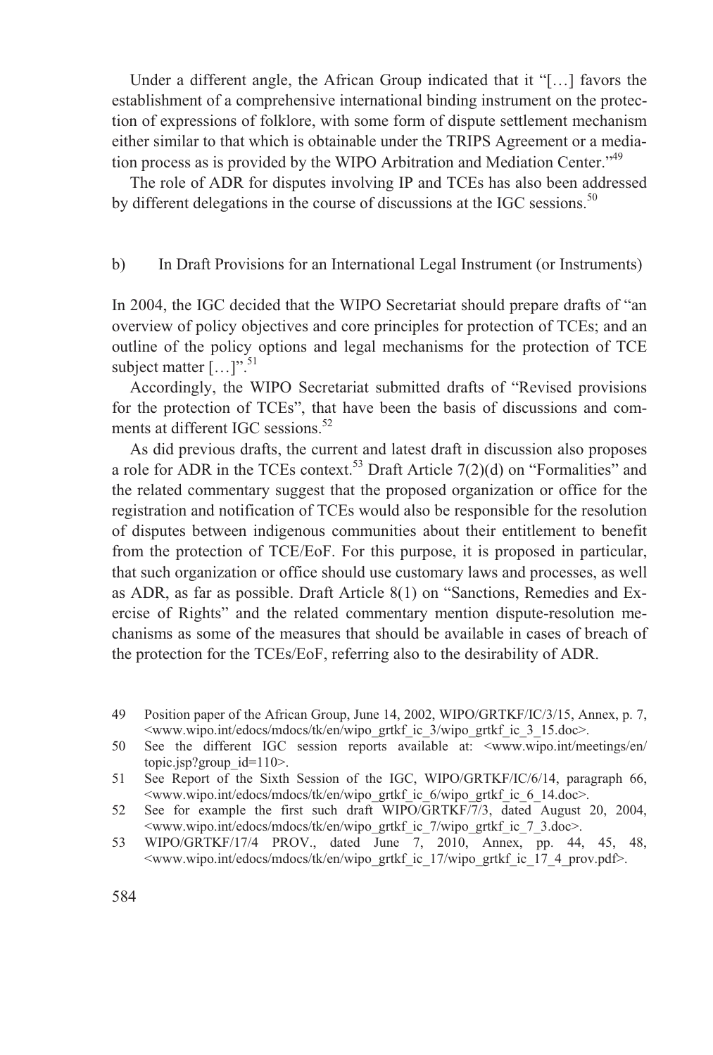Under a different angle, the African Group indicated that it "[…] favors the establishment of a comprehensive international binding instrument on the protection of expressions of folklore, with some form of dispute settlement mechanism either similar to that which is obtainable under the TRIPS Agreement or a mediation process as is provided by the WIPO Arbitration and Mediation Center."[49]

The role of ADR for disputes involving IP and TCEs has also been addressed by different delegations in the course of discussions at the IGC sessions.[50]

### b) In Draft Provisions for an International Legal Instrument (or Instruments)

In 2004, the IGC decided that the WIPO Secretariat should prepare drafts of "an overview of policy objectives and core principles for protection of TCEs; and an outline of the policy options and legal mechanisms for the protection of TCE subject matter […]".[51]

Accordingly, the WIPO Secretariat submitted drafts of "Revised provisions for the protection of TCEs", that have been the basis of discussions and comments at different IGC sessions.[52]

As did previous drafts, the current and latest draft in discussion also proposes a role for ADR in the TCEs context.[53] Draft Article 7(2)(d) on "Formalities" and the related commentary suggest that the proposed organization or office for the registration and notification of TCEs would also be responsible for the resolution of disputes between indigenous communities about their entitlement to benefit from the protection of TCE/EoF. For this purpose, it is proposed in particular, that such organization or office should use customary laws and processes, as well as ADR, as far as possible. Draft Article 8(1) on "Sanctions, Remedies and Exercise of Rights" and the related commentary mention dispute-resolution mechanisms as some of the measures that should be available in cases of breach of the protection for the TCEs/EoF, referring also to the desirability of ADR.

---

49 Position paper of the African Group, June 14, 2002, WIPO/GRTKF/IC/3/15, Annex, p. 7, <www.wipo.int/edocs/mdocs/tk/en/wipo_grtkf_ic_3/wipo_grtkf_ic_3_15.doc>.

50 See the different IGC session reports available at: <www.wipo.int/meetings/en/topic.jsp?group_id=110>.

51 See Report of the Sixth Session of the IGC, WIPO/GRTKF/IC/6/14, paragraph 66, <www.wipo.int/edocs/mdocs/tk/en/wipo_grtkf_ic_6/wipo_grtkf_ic_6_14.doc>.

52 See for example the first such draft WIPO/GRTKF/7/3, dated August 20, 2004, <www.wipo.int/edocs/mdocs/tk/en/wipo_grtkf_ic_7/wipo_grtkf_ic_7_3.doc>.

53 WIPO/GRTKF/17/4 PROV., dated June 7, 2010, Annex, pp. 44, 45, 48, <www.wipo.int/edocs/mdocs/tk/en/wipo_grtkf_ic_17/wipo_grtkf_ic_17_4_prov.pdf>.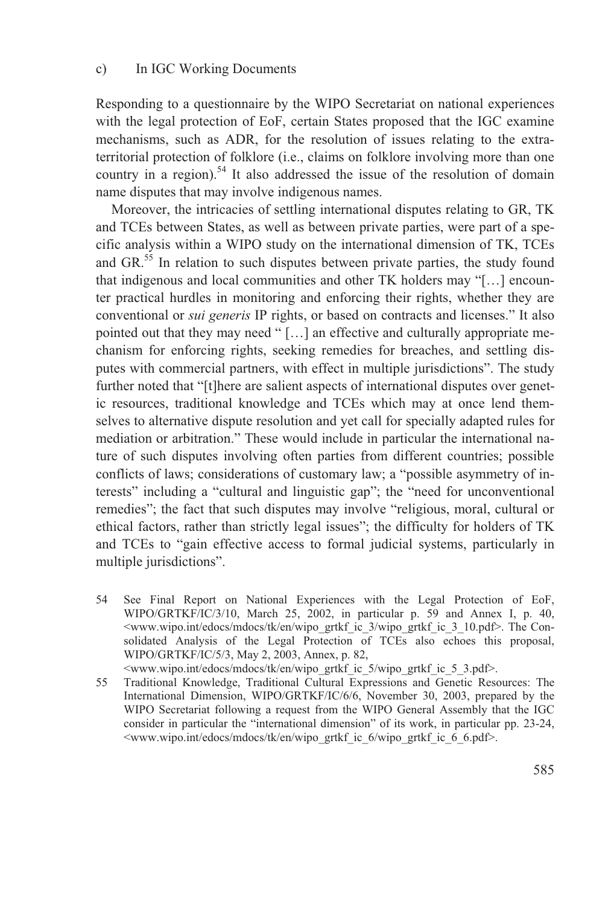#### c) In IGC Working Documents

Responding to a questionnaire by the WIPO Secretariat on national experiences with the legal protection of EoF, certain States proposed that the IGC examine mechanisms, such as ADR, for the resolution of issues relating to the extra-territorial protection of folklore (i.e., claims on folklore involving more than one country in a region).[54] It also addressed the issue of the resolution of domain name disputes that may involve indigenous names.

Moreover, the intricacies of settling international disputes relating to GR, TK and TCEs between States, as well as between private parties, were part of a specific analysis within a WIPO study on the international dimension of TK, TCEs and GR.[55] In relation to such disputes between private parties, the study found that indigenous and local communities and other TK holders may "[…] encounter practical hurdles in monitoring and enforcing their rights, whether they are conventional or *sui generis* IP rights, or based on contracts and licenses." It also pointed out that they may need " […] an effective and culturally appropriate mechanism for enforcing rights, seeking remedies for breaches, and settling disputes with commercial partners, with effect in multiple jurisdictions". The study further noted that "[t]here are salient aspects of international disputes over genetic resources, traditional knowledge and TCEs which may at once lend themselves to alternative dispute resolution and yet call for specially adapted rules for mediation or arbitration." These would include in particular the international nature of such disputes involving often parties from different countries; possible conflicts of laws; considerations of customary law; a "possible asymmetry of interests" including a "cultural and linguistic gap"; the "need for unconventional remedies"; the fact that such disputes may involve "religious, moral, cultural or ethical factors, rather than strictly legal issues"; the difficulty for holders of TK and TCEs to "gain effective access to formal judicial systems, particularly in multiple jurisdictions".

---

54 See Final Report on National Experiences with the Legal Protection of EoF, WIPO/GRTKF/IC/3/10, March 25, 2002, in particular p. 59 and Annex I, p. 40, <www.wipo.int/edocs/mdocs/tk/en/wipo_grtkf_ic_3/wipo_grtkf_ic_3_10.pdf>. The Consolidated Analysis of the Legal Protection of TCEs also echoes this proposal, WIPO/GRTKF/IC/5/3, May 2, 2003, Annex, p. 82, <www.wipo.int/edocs/mdocs/tk/en/wipo_grtkf_ic_5/wipo_grtkf_ic_5_3.pdf>.

55 Traditional Knowledge, Traditional Cultural Expressions and Genetic Resources: The International Dimension, WIPO/GRTKF/IC/6/6, November 30, 2003, prepared by the WIPO Secretariat following a request from the WIPO General Assembly that the IGC consider in particular the "international dimension" of its work, in particular pp. 23-24, <www.wipo.int/edocs/mdocs/tk/en/wipo_grtkf_ic_6/wipo_grtkf_ic_6_6.pdf>.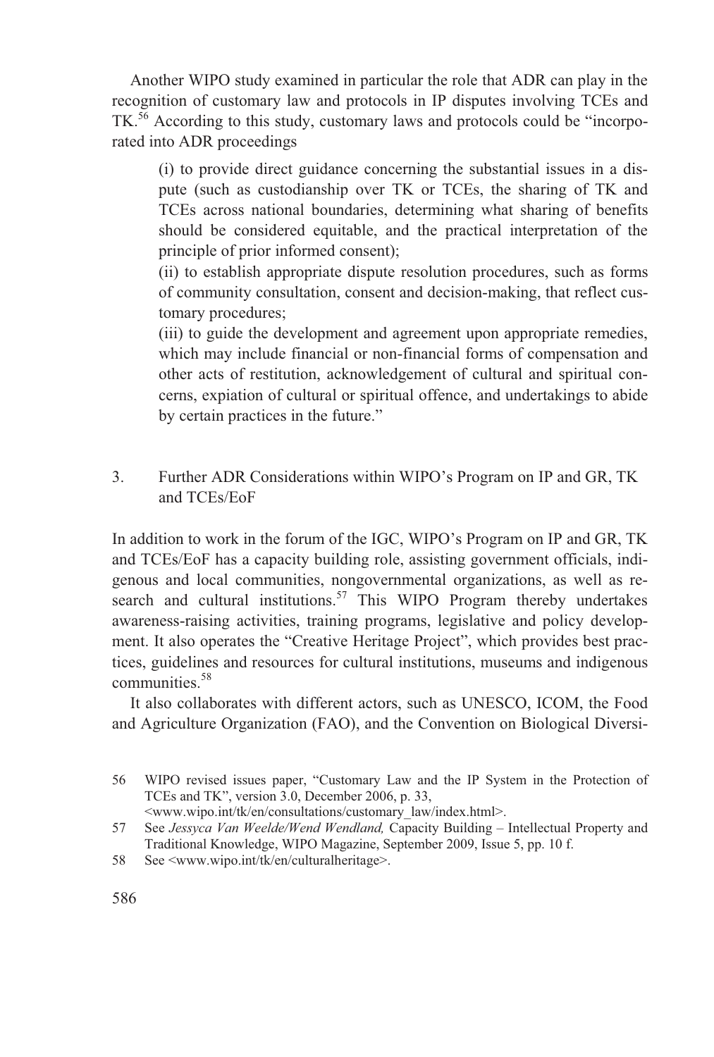Another WIPO study examined in particular the role that ADR can play in the recognition of customary law and protocols in IP disputes involving TCEs and TK.[56] According to this study, customary laws and protocols could be "incorporated into ADR proceedings

> (i) to provide direct guidance concerning the substantial issues in a dispute (such as custodianship over TK or TCEs, the sharing of TK and TCEs across national boundaries, determining what sharing of benefits should be considered equitable, and the practical interpretation of the principle of prior informed consent);
> (ii) to establish appropriate dispute resolution procedures, such as forms of community consultation, consent and decision-making, that reflect customary procedures;
> (iii) to guide the development and agreement upon appropriate remedies, which may include financial or non-financial forms of compensation and other acts of restitution, acknowledgement of cultural and spiritual concerns, expiation of cultural or spiritual offence, and undertakings to abide by certain practices in the future."

### 3. Further ADR Considerations within WIPO's Program on IP and GR, TK and TCEs/EoF

In addition to work in the forum of the IGC, WIPO's Program on IP and GR, TK and TCEs/EoF has a capacity building role, assisting government officials, indigenous and local communities, nongovernmental organizations, as well as research and cultural institutions.[57] This WIPO Program thereby undertakes awareness-raising activities, training programs, legislative and policy development. It also operates the "Creative Heritage Project", which provides best practices, guidelines and resources for cultural institutions, museums and indigenous communities.[58]

It also collaborates with different actors, such as UNESCO, ICOM, the Food and Agriculture Organization (FAO), and the Convention on Biological Diversi-

---

56 WIPO revised issues paper, "Customary Law and the IP System in the Protection of TCEs and TK", version 3.0, December 2006, p. 33, <www.wipo.int/tk/en/consultations/customary_law/index.html>.

57 See *Jessyca Van Weelde/Wend Wendland,* Capacity Building – Intellectual Property and Traditional Knowledge, WIPO Magazine, September 2009, Issue 5, pp. 10 f.

58 See <www.wipo.int/tk/en/culturalheritage>.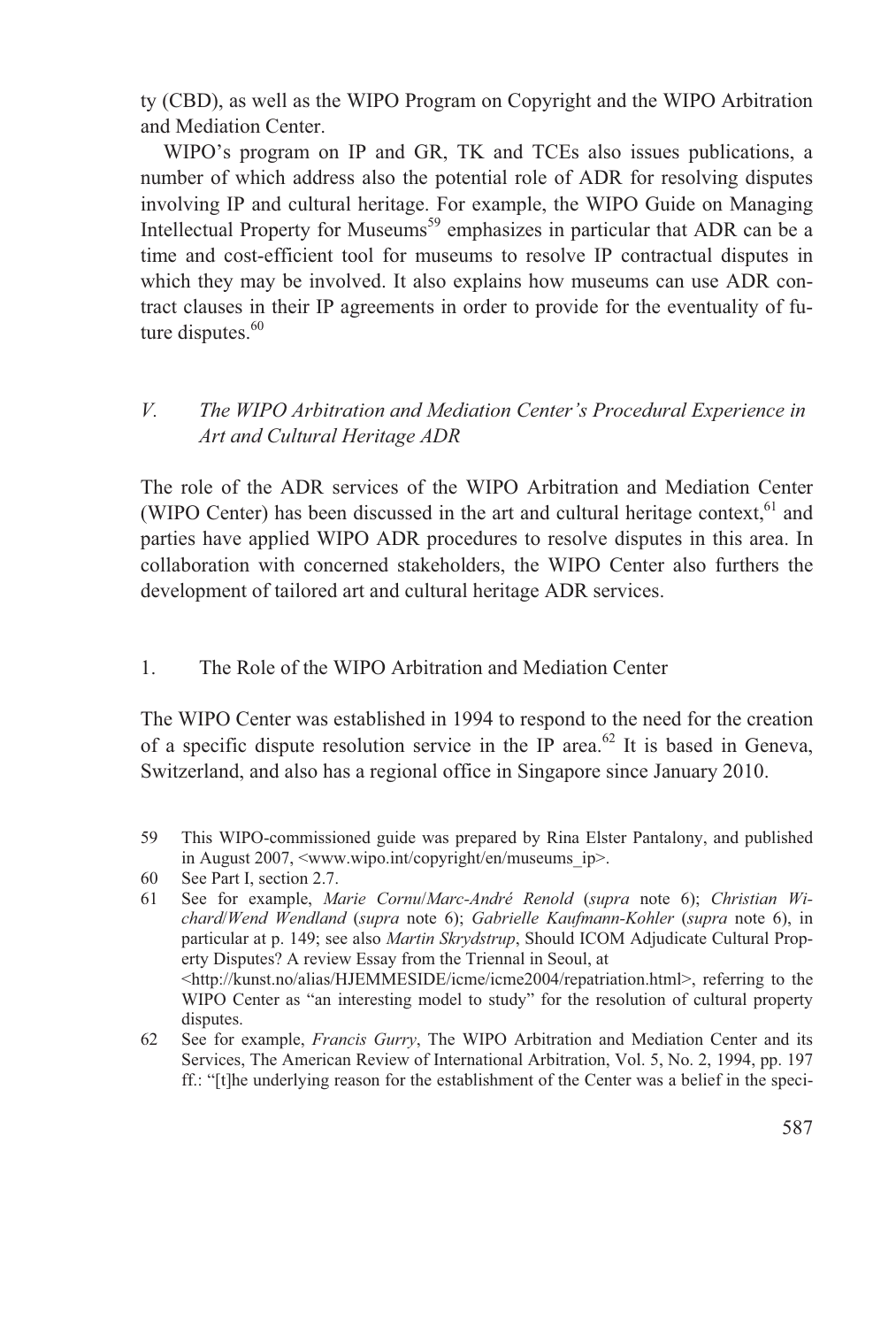ty (CBD), as well as the WIPO Program on Copyright and the WIPO Arbitration and Mediation Center.

WIPO's program on IP and GR, TK and TCEs also issues publications, a number of which address also the potential role of ADR for resolving disputes involving IP and cultural heritage. For example, the WIPO Guide on Managing Intellectual Property for Museums[59] emphasizes in particular that ADR can be a time and cost-efficient tool for museums to resolve IP contractual disputes in which they may be involved. It also explains how museums can use ADR contract clauses in their IP agreements in order to provide for the eventuality of future disputes.[60]

## V. *The WIPO Arbitration and Mediation Center's Procedural Experience in Art and Cultural Heritage ADR*

The role of the ADR services of the WIPO Arbitration and Mediation Center (WIPO Center) has been discussed in the art and cultural heritage context,[61] and parties have applied WIPO ADR procedures to resolve disputes in this area. In collaboration with concerned stakeholders, the WIPO Center also furthers the development of tailored art and cultural heritage ADR services.

### 1. The Role of the WIPO Arbitration and Mediation Center

The WIPO Center was established in 1994 to respond to the need for the creation of a specific dispute resolution service in the IP area.[62] It is based in Geneva, Switzerland, and also has a regional office in Singapore since January 2010.

59 This WIPO-commissioned guide was prepared by Rina Elster Pantalony, and published in August 2007, <www.wipo.int/copyright/en/museums_ip>.

60 See Part I, section 2.7.

61 See for example, *Marie Cornu*/*Marc-André Renold* (*supra* note 6); *Christian Wichard*/*Wend Wendland* (*supra* note 6); *Gabrielle Kaufmann-Kohler* (*supra* note 6), in particular at p. 149; see also *Martin Skrydstrup*, Should ICOM Adjudicate Cultural Property Disputes? A review Essay from the Triennal in Seoul, at <http://kunst.no/alias/HJEMMESIDE/icme/icme2004/repatriation.html>, referring to the WIPO Center as "an interesting model to study" for the resolution of cultural property disputes.

62 See for example, *Francis Gurry*, The WIPO Arbitration and Mediation Center and its Services, The American Review of International Arbitration, Vol. 5, No. 2, 1994, pp. 197 ff.: "[t]he underlying reason for the establishment of the Center was a belief in the speci-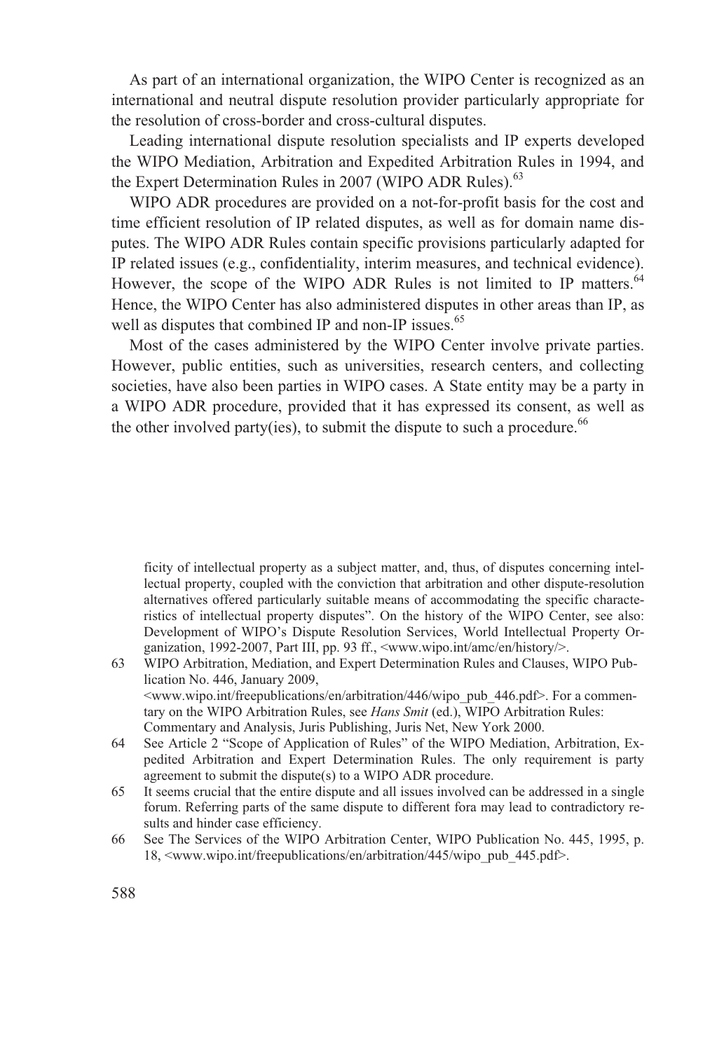As part of an international organization, the WIPO Center is recognized as an international and neutral dispute resolution provider particularly appropriate for the resolution of cross-border and cross-cultural disputes.

Leading international dispute resolution specialists and IP experts developed the WIPO Mediation, Arbitration and Expedited Arbitration Rules in 1994, and the Expert Determination Rules in 2007 (WIPO ADR Rules).[63]

WIPO ADR procedures are provided on a not-for-profit basis for the cost and time efficient resolution of IP related disputes, as well as for domain name disputes. The WIPO ADR Rules contain specific provisions particularly adapted for IP related issues (e.g., confidentiality, interim measures, and technical evidence). However, the scope of the WIPO ADR Rules is not limited to IP matters.[64] Hence, the WIPO Center has also administered disputes in other areas than IP, as well as disputes that combined IP and non-IP issues.[65]

Most of the cases administered by the WIPO Center involve private parties. However, public entities, such as universities, research centers, and collecting societies, have also been parties in WIPO cases. A State entity may be a party in a WIPO ADR procedure, provided that it has expressed its consent, as well as the other involved party(ies), to submit the dispute to such a procedure.[66]

---

ficity of intellectual property as a subject matter, and, thus, of disputes concerning intellectual property, coupled with the conviction that arbitration and other dispute-resolution alternatives offered particularly suitable means of accommodating the specific characteristics of intellectual property disputes". On the history of the WIPO Center, see also: Development of WIPO's Dispute Resolution Services, World Intellectual Property Organization, 1992-2007, Part III, pp. 93 ff., <www.wipo.int/amc/en/history/>.

63 WIPO Arbitration, Mediation, and Expert Determination Rules and Clauses, WIPO Publication No. 446, January 2009, <www.wipo.int/freepublications/en/arbitration/446/wipo_pub_446.pdf>. For a commentary on the WIPO Arbitration Rules, see *Hans Smit* (ed.), WIPO Arbitration Rules: Commentary and Analysis, Juris Publishing, Juris Net, New York 2000.

64 See Article 2 "Scope of Application of Rules" of the WIPO Mediation, Arbitration, Expedited Arbitration and Expert Determination Rules. The only requirement is party agreement to submit the dispute(s) to a WIPO ADR procedure.

65 It seems crucial that the entire dispute and all issues involved can be addressed in a single forum. Referring parts of the same dispute to different fora may lead to contradictory results and hinder case efficiency.

66 See The Services of the WIPO Arbitration Center, WIPO Publication No. 445, 1995, p. 18, <www.wipo.int/freepublications/en/arbitration/445/wipo_pub_445.pdf>.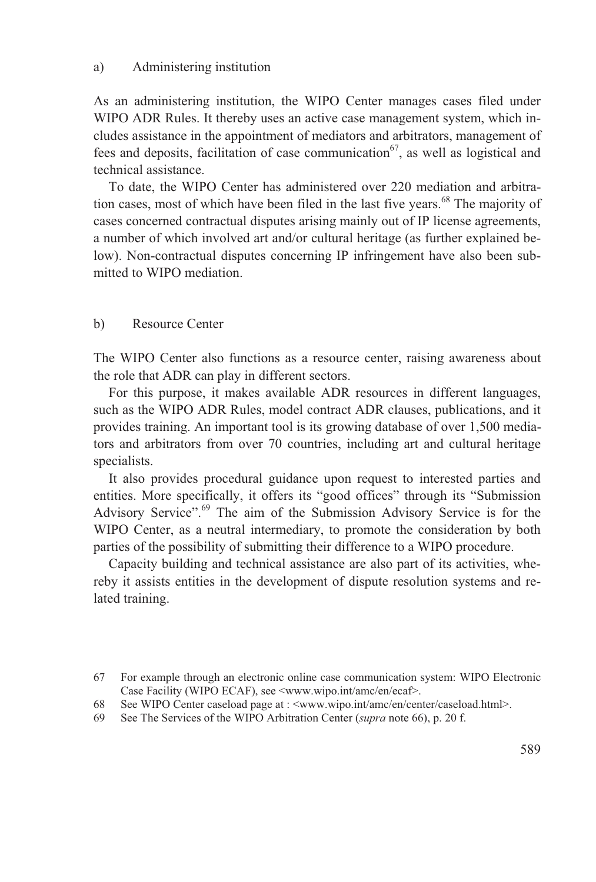### a) Administering institution

As an administering institution, the WIPO Center manages cases filed under WIPO ADR Rules. It thereby uses an active case management system, which includes assistance in the appointment of mediators and arbitrators, management of fees and deposits, facilitation of case communication[67], as well as logistical and technical assistance.

To date, the WIPO Center has administered over 220 mediation and arbitration cases, most of which have been filed in the last five years.[68] The majority of cases concerned contractual disputes arising mainly out of IP license agreements, a number of which involved art and/or cultural heritage (as further explained below). Non-contractual disputes concerning IP infringement have also been submitted to WIPO mediation.

### b) Resource Center

The WIPO Center also functions as a resource center, raising awareness about the role that ADR can play in different sectors.

For this purpose, it makes available ADR resources in different languages, such as the WIPO ADR Rules, model contract ADR clauses, publications, and it provides training. An important tool is its growing database of over 1,500 mediators and arbitrators from over 70 countries, including art and cultural heritage specialists.

It also provides procedural guidance upon request to interested parties and entities. More specifically, it offers its "good offices" through its "Submission Advisory Service".[69] The aim of the Submission Advisory Service is for the WIPO Center, as a neutral intermediary, to promote the consideration by both parties of the possibility of submitting their difference to a WIPO procedure.

Capacity building and technical assistance are also part of its activities, whereby it assists entities in the development of dispute resolution systems and related training.

---

67 For example through an electronic online case communication system: WIPO Electronic Case Facility (WIPO ECAF), see <www.wipo.int/amc/en/ecaf>.

68 See WIPO Center caseload page at : <www.wipo.int/amc/en/center/caseload.html>.

69 See The Services of the WIPO Arbitration Center (*supra* note 66), p. 20 f.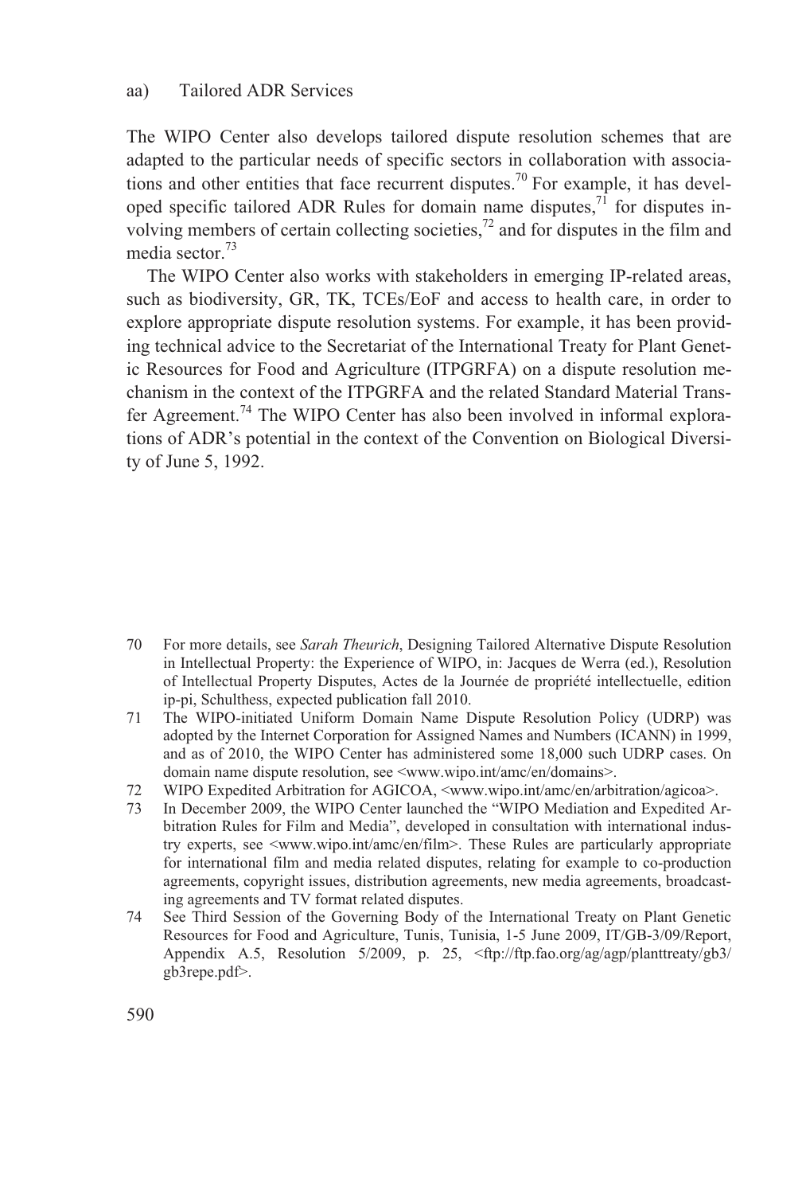#### aa) Tailored ADR Services

The WIPO Center also develops tailored dispute resolution schemes that are adapted to the particular needs of specific sectors in collaboration with associations and other entities that face recurrent disputes.[70] For example, it has developed specific tailored ADR Rules for domain name disputes,[71] for disputes involving members of certain collecting societies,[72] and for disputes in the film and media sector.[73]

The WIPO Center also works with stakeholders in emerging IP-related areas, such as biodiversity, GR, TK, TCEs/EoF and access to health care, in order to explore appropriate dispute resolution systems. For example, it has been providing technical advice to the Secretariat of the International Treaty for Plant Genetic Resources for Food and Agriculture (ITPGRFA) on a dispute resolution mechanism in the context of the ITPGRFA and the related Standard Material Transfer Agreement.[74] The WIPO Center has also been involved in informal explorations of ADR's potential in the context of the Convention on Biological Diversity of June 5, 1992.

---

70 For more details, see *Sarah Theurich*, Designing Tailored Alternative Dispute Resolution in Intellectual Property: the Experience of WIPO, in: Jacques de Werra (ed.), Resolution of Intellectual Property Disputes, Actes de la Journée de propriété intellectuelle, edition ip-pi, Schulthess, expected publication fall 2010.

71 The WIPO-initiated Uniform Domain Name Dispute Resolution Policy (UDRP) was adopted by the Internet Corporation for Assigned Names and Numbers (ICANN) in 1999, and as of 2010, the WIPO Center has administered some 18,000 such UDRP cases. On domain name dispute resolution, see <www.wipo.int/amc/en/domains>.

72 WIPO Expedited Arbitration for AGICOA, <www.wipo.int/amc/en/arbitration/agicoa>.

73 In December 2009, the WIPO Center launched the "WIPO Mediation and Expedited Arbitration Rules for Film and Media", developed in consultation with international industry experts, see <www.wipo.int/amc/en/film>. These Rules are particularly appropriate for international film and media related disputes, relating for example to co-production agreements, copyright issues, distribution agreements, new media agreements, broadcasting agreements and TV format related disputes.

74 See Third Session of the Governing Body of the International Treaty on Plant Genetic Resources for Food and Agriculture, Tunis, Tunisia, 1-5 June 2009, IT/GB-3/09/Report, Appendix A.5, Resolution 5/2009, p. 25, <ftp://ftp.fao.org/ag/agp/planttreaty/gb3/gb3repe.pdf>.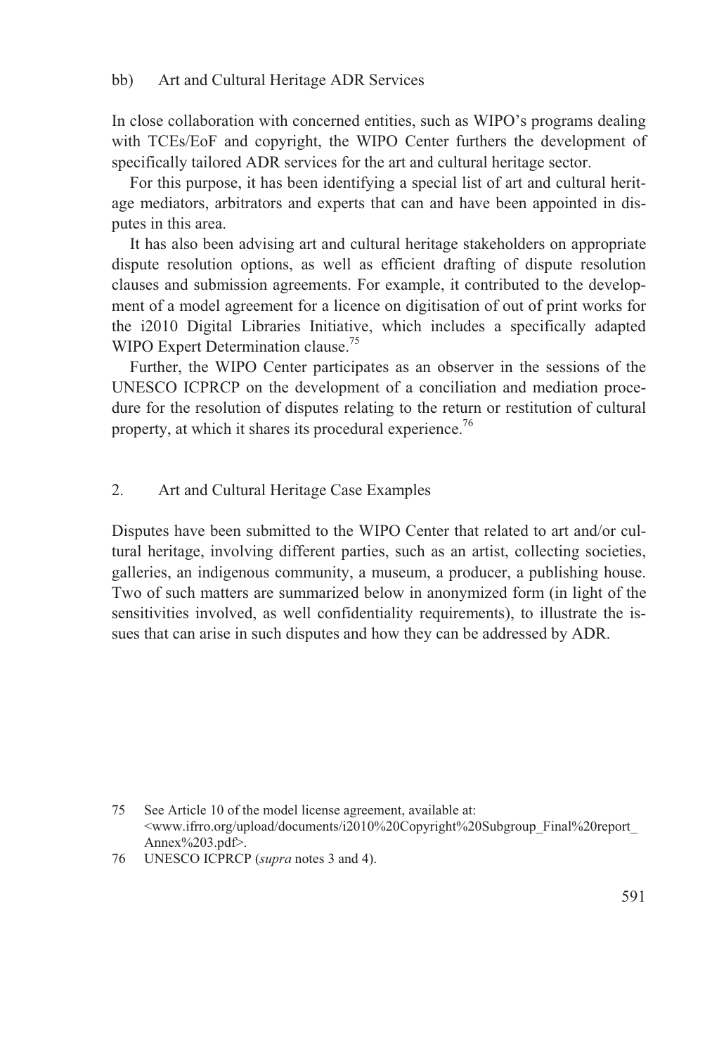#### bb) Art and Cultural Heritage ADR Services

In close collaboration with concerned entities, such as WIPO's programs dealing with TCEs/EoF and copyright, the WIPO Center furthers the development of specifically tailored ADR services for the art and cultural heritage sector.

For this purpose, it has been identifying a special list of art and cultural heritage mediators, arbitrators and experts that can and have been appointed in disputes in this area.

It has also been advising art and cultural heritage stakeholders on appropriate dispute resolution options, as well as efficient drafting of dispute resolution clauses and submission agreements. For example, it contributed to the development of a model agreement for a licence on digitisation of out of print works for the i2010 Digital Libraries Initiative, which includes a specifically adapted WIPO Expert Determination clause.[75]

Further, the WIPO Center participates as an observer in the sessions of the UNESCO ICPRCP on the development of a conciliation and mediation procedure for the resolution of disputes relating to the return or restitution of cultural property, at which it shares its procedural experience.[76]

### 2. Art and Cultural Heritage Case Examples

Disputes have been submitted to the WIPO Center that related to art and/or cultural heritage, involving different parties, such as an artist, collecting societies, galleries, an indigenous community, a museum, a producer, a publishing house. Two of such matters are summarized below in anonymized form (in light of the sensitivities involved, as well confidentiality requirements), to illustrate the issues that can arise in such disputes and how they can be addressed by ADR.

---

75 See Article 10 of the model license agreement, available at: <www.ifrro.org/upload/documents/i2010%20Copyright%20Subgroup_Final%20report_Annex%203.pdf>.

76 UNESCO ICPRCP (*supra* notes 3 and 4).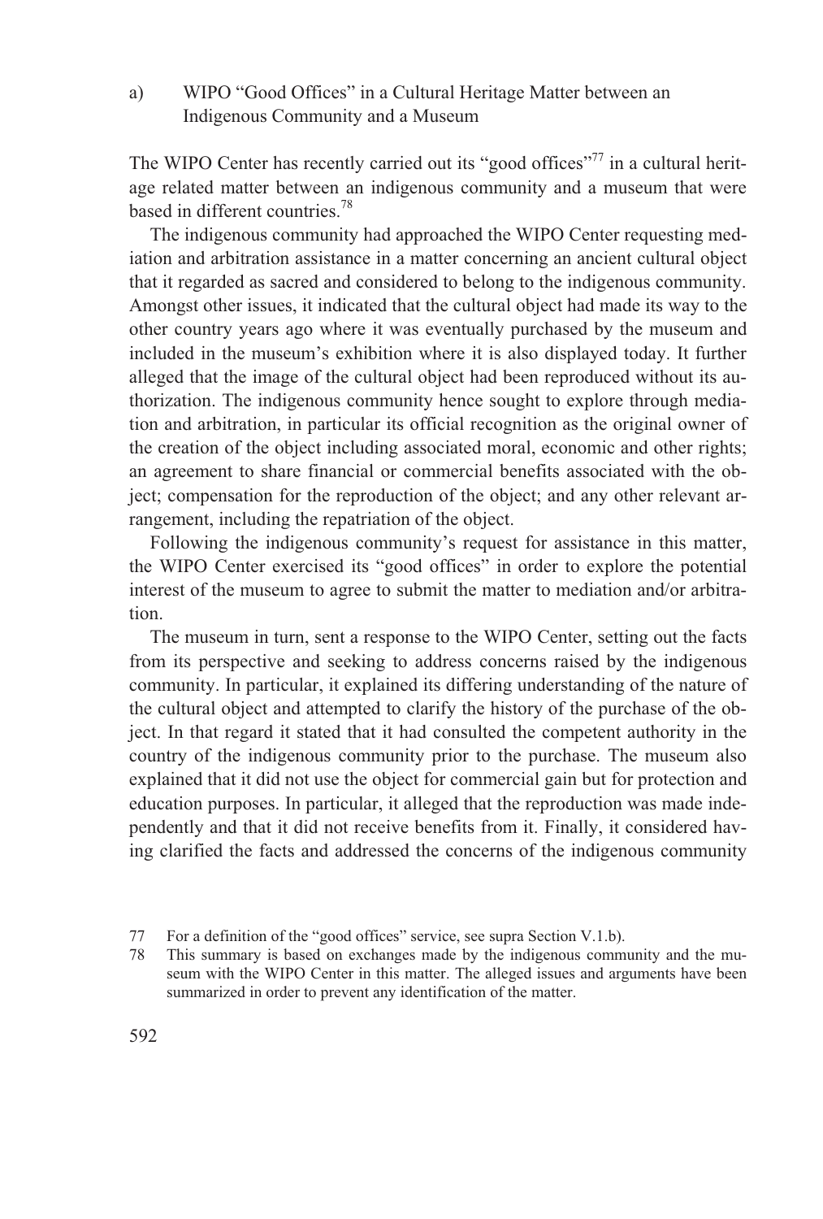#### a) WIPO "Good Offices" in a Cultural Heritage Matter between an Indigenous Community and a Museum

The WIPO Center has recently carried out its "good offices"[77] in a cultural heritage related matter between an indigenous community and a museum that were based in different countries.[78]

The indigenous community had approached the WIPO Center requesting mediation and arbitration assistance in a matter concerning an ancient cultural object that it regarded as sacred and considered to belong to the indigenous community. Amongst other issues, it indicated that the cultural object had made its way to the other country years ago where it was eventually purchased by the museum and included in the museum's exhibition where it is also displayed today. It further alleged that the image of the cultural object had been reproduced without its authorization. The indigenous community hence sought to explore through mediation and arbitration, in particular its official recognition as the original owner of the creation of the object including associated moral, economic and other rights; an agreement to share financial or commercial benefits associated with the object; compensation for the reproduction of the object; and any other relevant arrangement, including the repatriation of the object.

Following the indigenous community's request for assistance in this matter, the WIPO Center exercised its "good offices" in order to explore the potential interest of the museum to agree to submit the matter to mediation and/or arbitration.

The museum in turn, sent a response to the WIPO Center, setting out the facts from its perspective and seeking to address concerns raised by the indigenous community. In particular, it explained its differing understanding of the nature of the cultural object and attempted to clarify the history of the purchase of the object. In that regard it stated that it had consulted the competent authority in the country of the indigenous community prior to the purchase. The museum also explained that it did not use the object for commercial gain but for protection and education purposes. In particular, it alleged that the reproduction was made independently and that it did not receive benefits from it. Finally, it considered having clarified the facts and addressed the concerns of the indigenous community

77 For a definition of the "good offices" service, see supra Section V.1.b).

78 This summary is based on exchanges made by the indigenous community and the museum with the WIPO Center in this matter. The alleged issues and arguments have been summarized in order to prevent any identification of the matter.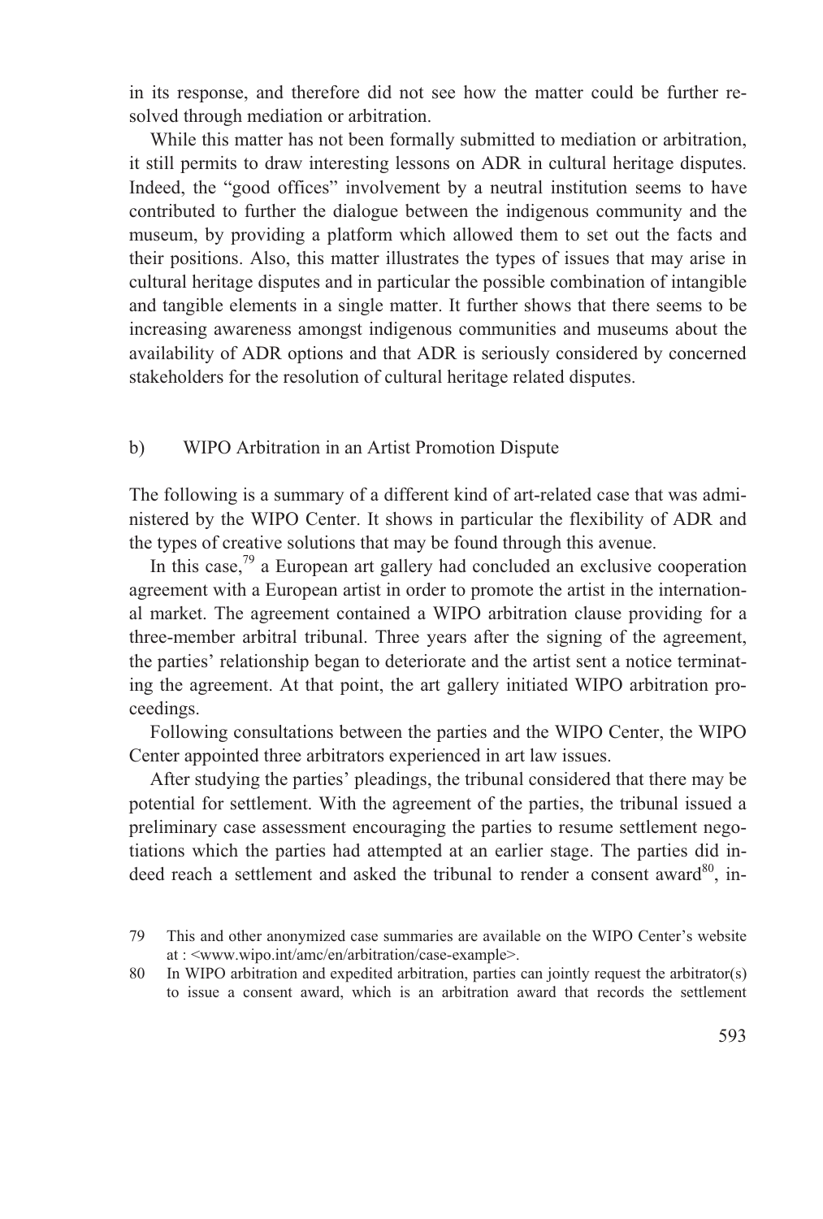in its response, and therefore did not see how the matter could be further resolved through mediation or arbitration.

While this matter has not been formally submitted to mediation or arbitration, it still permits to draw interesting lessons on ADR in cultural heritage disputes. Indeed, the "good offices" involvement by a neutral institution seems to have contributed to further the dialogue between the indigenous community and the museum, by providing a platform which allowed them to set out the facts and their positions. Also, this matter illustrates the types of issues that may arise in cultural heritage disputes and in particular the possible combination of intangible and tangible elements in a single matter. It further shows that there seems to be increasing awareness amongst indigenous communities and museums about the availability of ADR options and that ADR is seriously considered by concerned stakeholders for the resolution of cultural heritage related disputes.

### b) WIPO Arbitration in an Artist Promotion Dispute

The following is a summary of a different kind of art-related case that was administered by the WIPO Center. It shows in particular the flexibility of ADR and the types of creative solutions that may be found through this avenue.

In this case,[79] a European art gallery had concluded an exclusive cooperation agreement with a European artist in order to promote the artist in the international market. The agreement contained a WIPO arbitration clause providing for a three-member arbitral tribunal. Three years after the signing of the agreement, the parties' relationship began to deteriorate and the artist sent a notice terminating the agreement. At that point, the art gallery initiated WIPO arbitration proceedings.

Following consultations between the parties and the WIPO Center, the WIPO Center appointed three arbitrators experienced in art law issues.

After studying the parties' pleadings, the tribunal considered that there may be potential for settlement. With the agreement of the parties, the tribunal issued a preliminary case assessment encouraging the parties to resume settlement negotiations which the parties had attempted at an earlier stage. The parties did indeed reach a settlement and asked the tribunal to render a consent award[80], in-

---

79 This and other anonymized case summaries are available on the WIPO Center's website at : <www.wipo.int/amc/en/arbitration/case-example>.

80 In WIPO arbitration and expedited arbitration, parties can jointly request the arbitrator(s) to issue a consent award, which is an arbitration award that records the settlement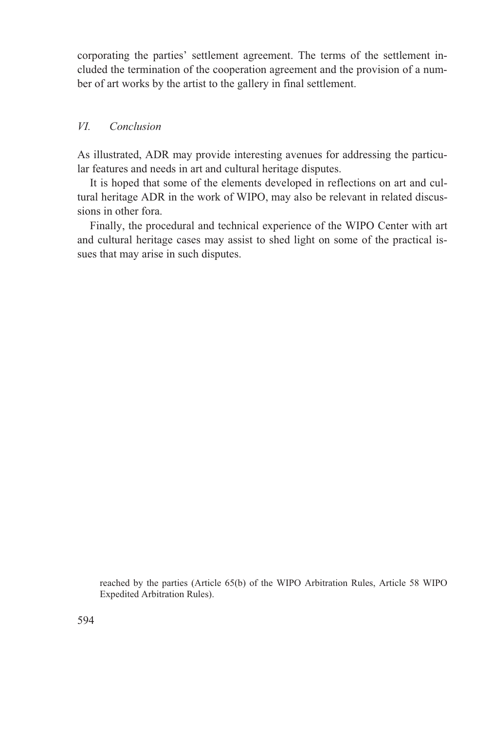corporating the parties' settlement agreement. The terms of the settlement included the termination of the cooperation agreement and the provision of a number of art works by the artist to the gallery in final settlement.

## *VI. Conclusion*

As illustrated, ADR may provide interesting avenues for addressing the particular features and needs in art and cultural heritage disputes.

It is hoped that some of the elements developed in reflections on art and cultural heritage ADR in the work of WIPO, may also be relevant in related discussions in other fora.

Finally, the procedural and technical experience of the WIPO Center with art and cultural heritage cases may assist to shed light on some of the practical issues that may arise in such disputes.

reached by the parties (Article 65(b) of the WIPO Arbitration Rules, Article 58 WIPO Expedited Arbitration Rules).